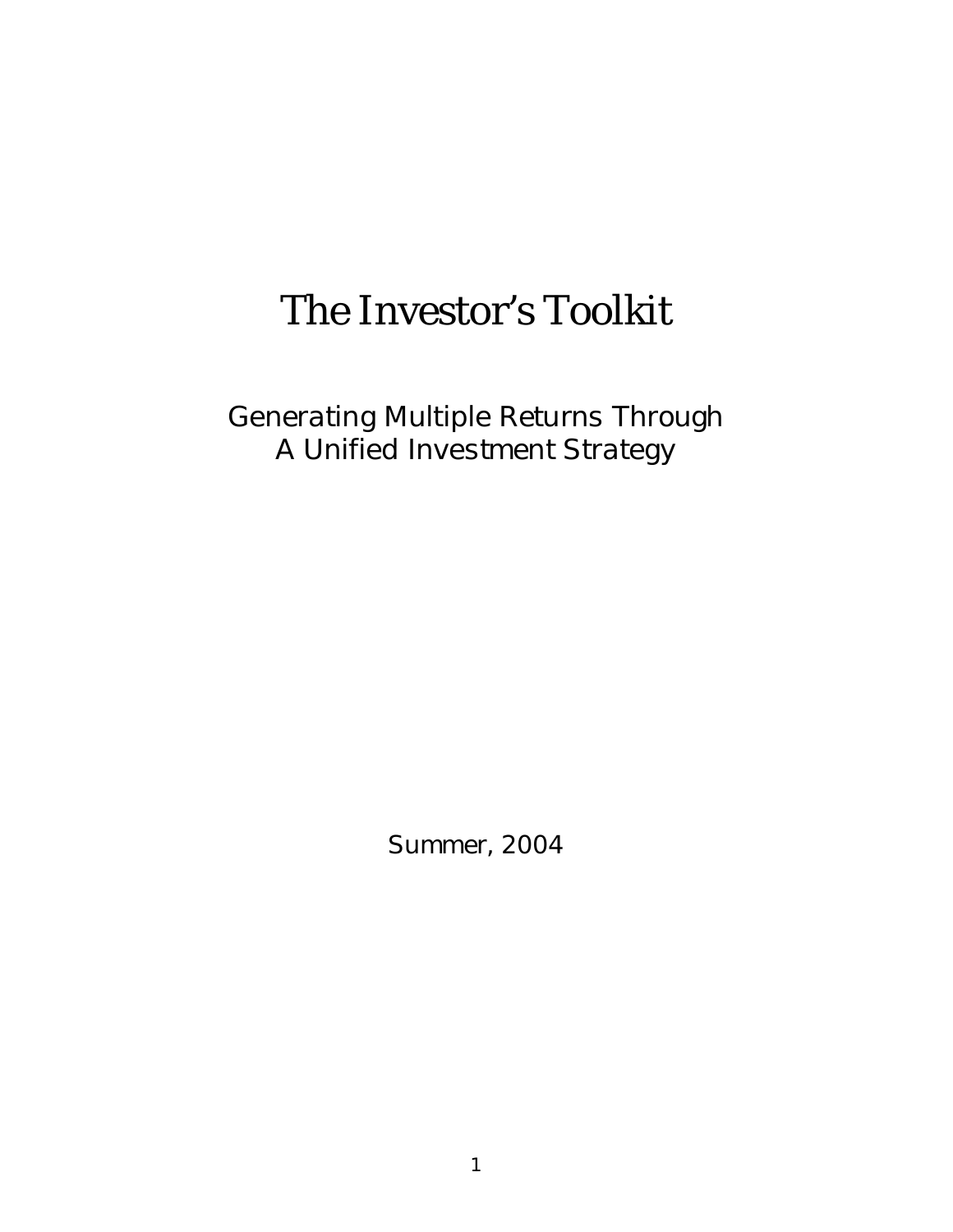# The Investor's Toolkit

Generating Multiple Returns Through
A Unified Investment Strategy

Summer, 2004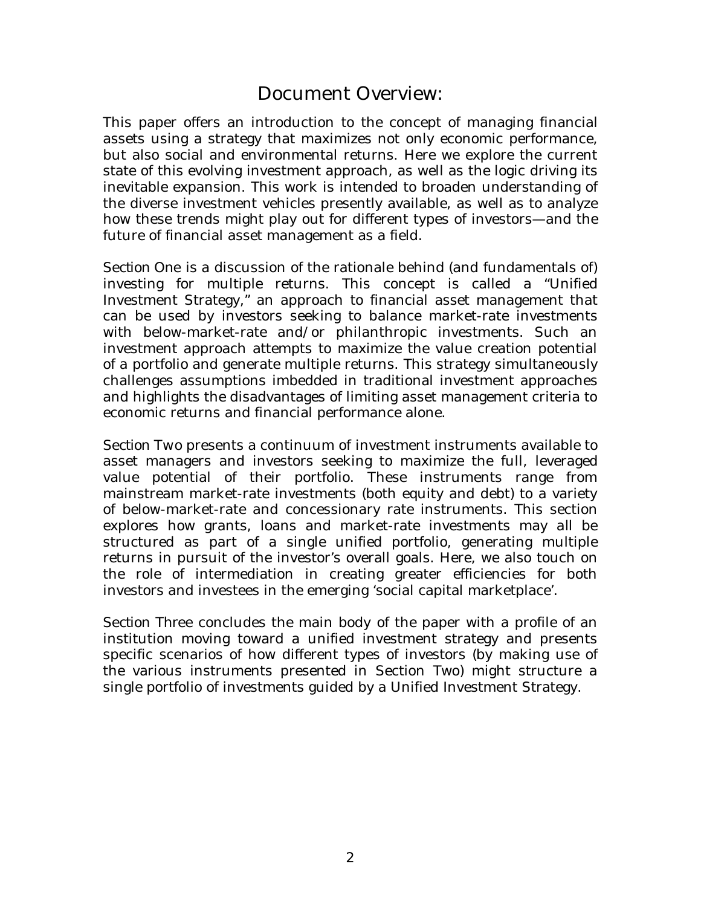# Document Overview:

This paper offers an introduction to the concept of managing financial assets using a strategy that maximizes not only economic performance, but also social and environmental returns. Here we explore the current state of this evolving investment approach, as well as the logic driving its inevitable expansion. This work is intended to broaden understanding of the diverse investment vehicles presently available, as well as to analyze how these trends might play out for different types of investors—and the future of financial asset management as a field.

Section One is a discussion of the rationale behind (and fundamentals of) investing for multiple returns. This concept is called a "Unified Investment Strategy," an approach to financial asset management that can be used by investors seeking to balance market-rate investments with below-market-rate and/or philanthropic investments. Such an investment approach attempts to maximize the value creation potential of a portfolio and generate multiple returns. This strategy simultaneously challenges assumptions imbedded in traditional investment approaches and highlights the disadvantages of limiting asset management criteria to economic returns and financial performance alone.

Section Two presents a continuum of investment instruments available to asset managers and investors seeking to maximize the full, leveraged value potential of their portfolio. These instruments range from mainstream market-rate investments (both equity and debt) to a variety of below-market-rate and concessionary rate instruments. This section explores how grants, loans and market-rate investments may all be structured as part of a single unified portfolio, generating multiple returns in pursuit of the investor's overall goals. Here, we also touch on the role of intermediation in creating greater efficiencies for both investors and investees in the emerging 'social capital marketplace'.

Section Three concludes the main body of the paper with a profile of an institution moving toward a unified investment strategy and presents specific scenarios of how different types of investors (by making use of the various instruments presented in Section Two) might structure a single portfolio of investments guided by a Unified Investment Strategy.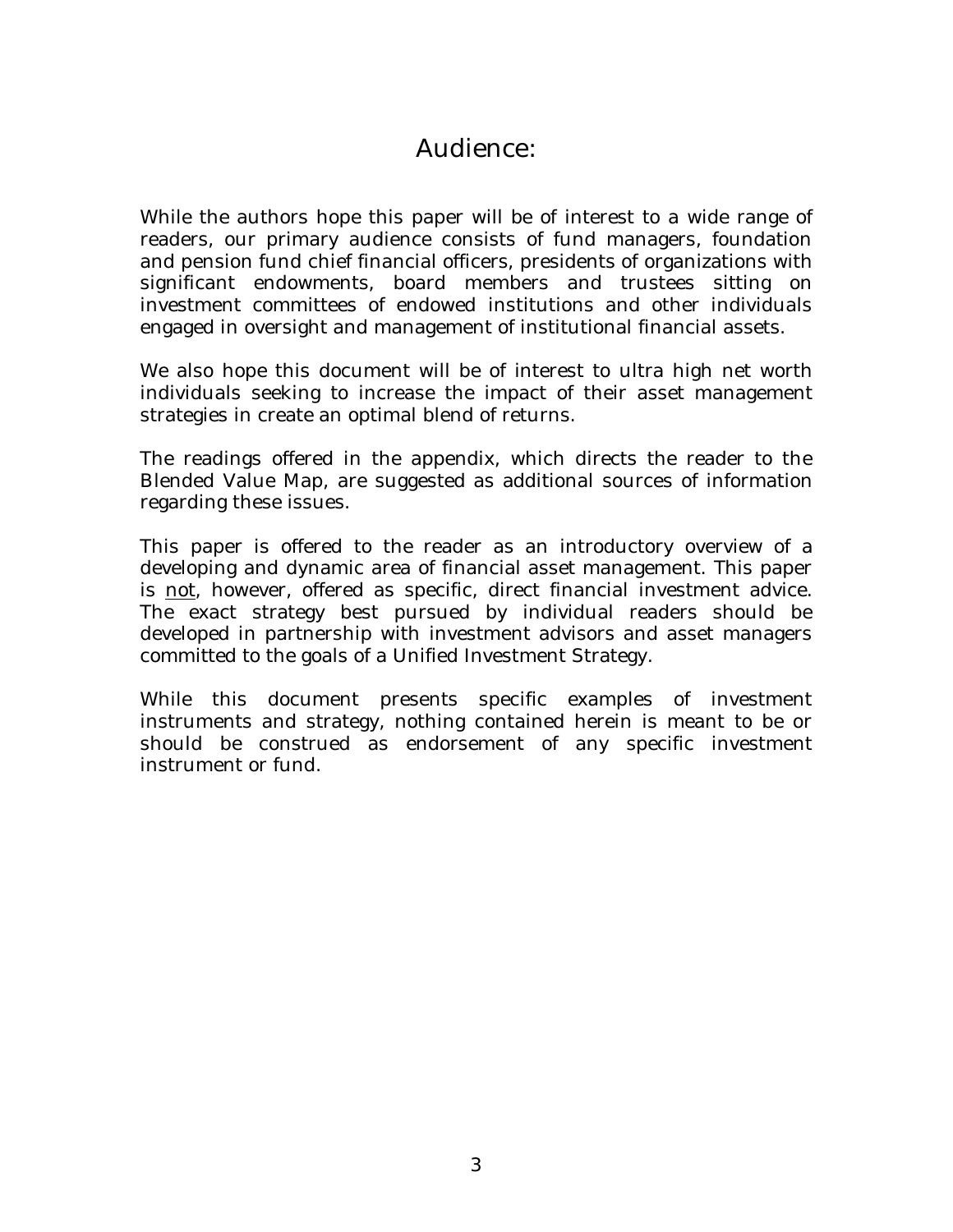# Audience:

While the authors hope this paper will be of interest to a wide range of readers, our primary audience consists of fund managers, foundation and pension fund chief financial officers, presidents of organizations with significant endowments, board members and trustees sitting on investment committees of endowed institutions and other individuals engaged in oversight and management of institutional financial assets.

We also hope this document will be of interest to ultra high net worth individuals seeking to increase the impact of their asset management strategies in create an optimal blend of returns.

The readings offered in the appendix, which directs the reader to the Blended Value Map, are suggested as additional sources of information regarding these issues.

This paper is offered to the reader as an introductory overview of a developing and dynamic area of financial asset management. This paper is <u>not</u>, however, offered as specific, direct financial investment advice. The exact strategy best pursued by individual readers should be developed in partnership with investment advisors and asset managers committed to the goals of a Unified Investment Strategy.

While this document presents specific examples of investment instruments and strategy, nothing contained herein is meant to be or should be construed as endorsement of any specific investment instrument or fund.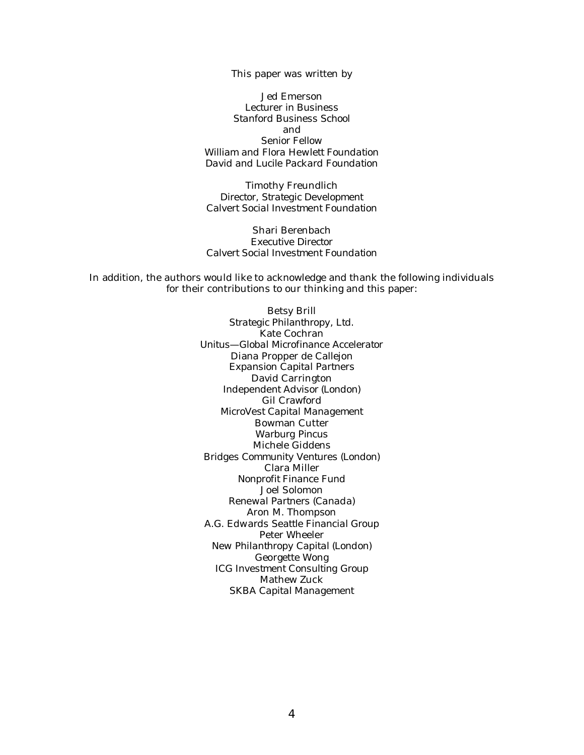This paper was written by

Jed Emerson
Lecturer in Business
Stanford Business School
and
Senior Fellow
William and Flora Hewlett Foundation
David and Lucile Packard Foundation

Timothy Freundlich
Director, Strategic Development
Calvert Social Investment Foundation

Shari Berenbach
Executive Director
Calvert Social Investment Foundation

In addition, the authors would like to acknowledge and thank the following individuals for their contributions to our thinking and this paper:

Betsy Brill
Strategic Philanthropy, Ltd.
Kate Cochran
Unitus—Global Microfinance Accelerator
Diana Propper de Callejon
Expansion Capital Partners
David Carrington
Independent Advisor (London)
Gil Crawford
MicroVest Capital Management
Bowman Cutter
Warburg Pincus
Michele Giddens
Bridges Community Ventures (London)
Clara Miller
Nonprofit Finance Fund
Joel Solomon
Renewal Partners (Canada)
Aron M. Thompson
A.G. Edwards Seattle Financial Group
Peter Wheeler
New Philanthropy Capital (London)
Georgette Wong
ICG Investment Consulting Group
Mathew Zuck
SKBA Capital Management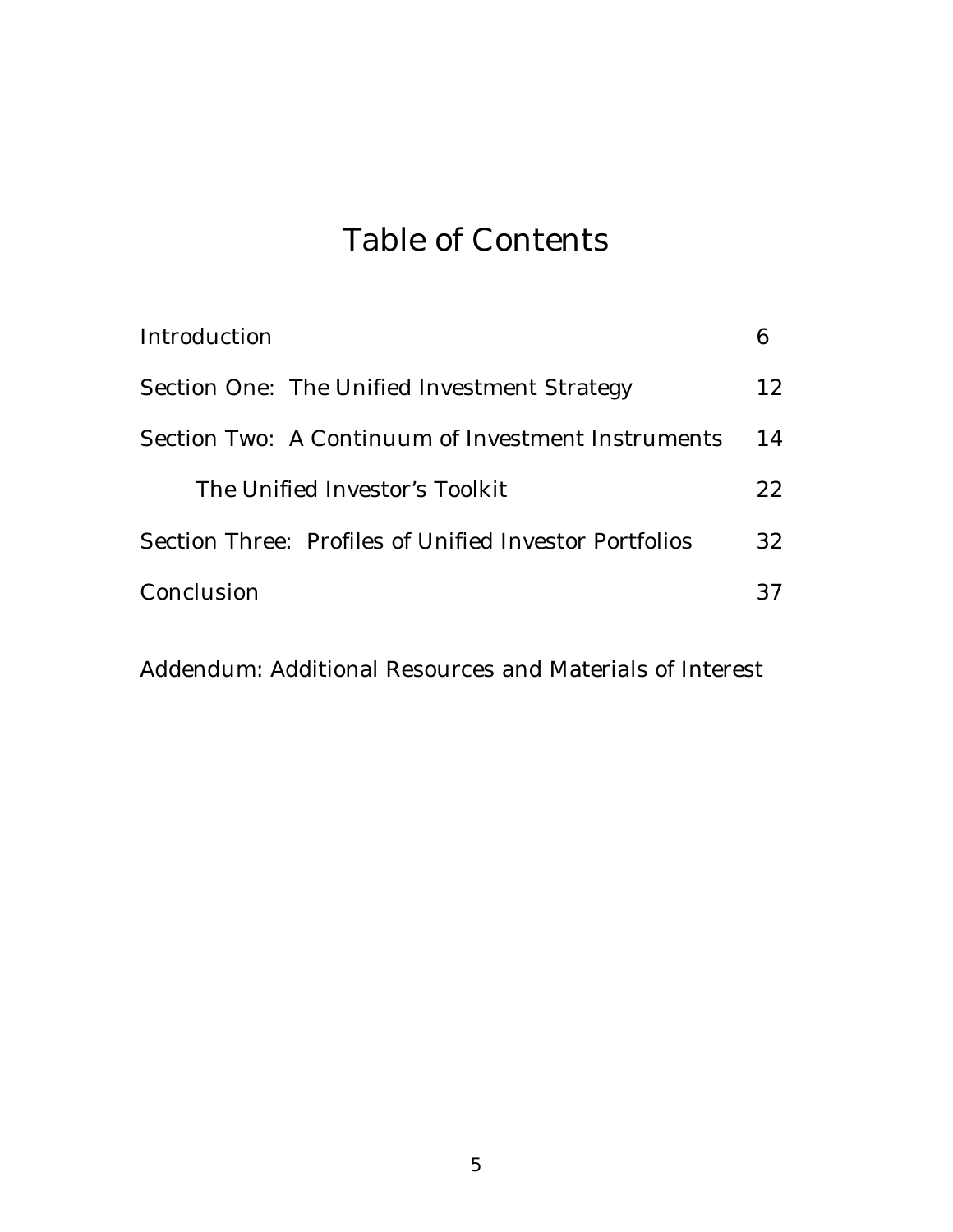# Table of Contents

| | |
|---|---|
| Introduction | 6 |
| Section One: The Unified Investment Strategy | 12 |
| Section Two: A Continuum of Investment Instruments | 14 |
| The Unified Investor's Toolkit | 22 |
| Section Three: Profiles of Unified Investor Portfolios | 32 |
| Conclusion | 37 |

Addendum: Additional Resources and Materials of Interest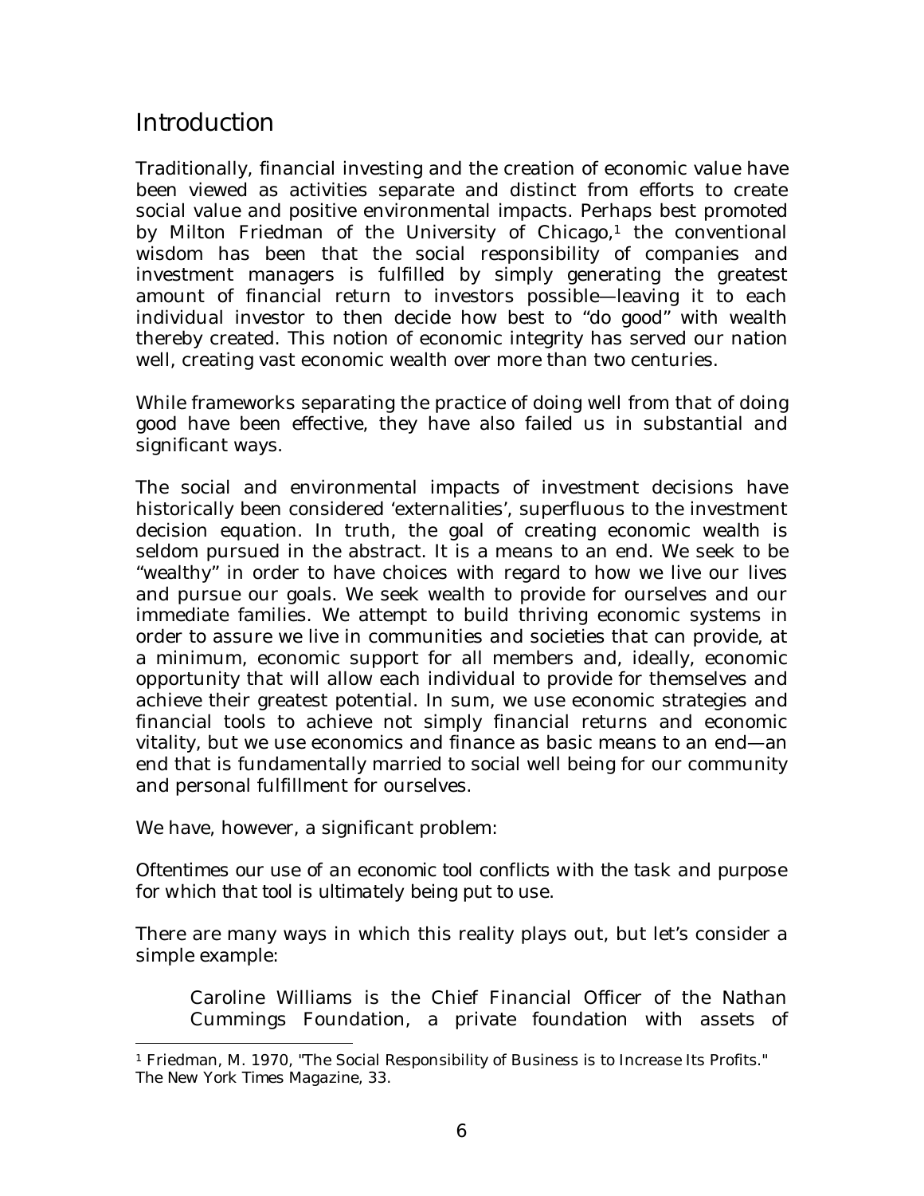# Introduction

Traditionally, financial investing and the creation of economic value have been viewed as activities separate and distinct from efforts to create social value and positive environmental impacts. Perhaps best promoted by Milton Friedman of the University of Chicago,[1] the conventional wisdom has been that the social responsibility of companies and investment managers is fulfilled by simply generating the greatest amount of financial return to investors possible—leaving it to each individual investor to then decide how best to "do good" with wealth thereby created. This notion of economic integrity has served our nation well, creating vast economic wealth over more than two centuries.

While frameworks separating the practice of doing well from that of doing good have been effective, they have also failed us in substantial and significant ways.

The social and environmental impacts of investment decisions have historically been considered 'externalities', superfluous to the investment decision equation. In truth, the goal of creating economic wealth is seldom pursued in the abstract. It is a means to an end. We seek to be "wealthy" in order to have choices with regard to how we live our lives and pursue our goals. We seek wealth to provide for ourselves and our immediate families. We attempt to build thriving economic systems in order to assure we live in communities and societies that can provide, at a minimum, economic support for all members and, ideally, economic opportunity that will allow each individual to provide for themselves and achieve their greatest potential. In sum, we use economic strategies and financial tools to achieve not simply financial returns and economic vitality, but we use economics and finance as basic means to an end—an end that is fundamentally married to social well being for our community and personal fulfillment for ourselves.

We have, however, a significant problem:

*Oftentimes our use of an economic tool conflicts with the task and purpose for which that tool is ultimately being put to use.*

There are many ways in which this reality plays out, but let's consider a simple example:

> Caroline Williams is the Chief Financial Officer of the Nathan Cummings Foundation, a private foundation with assets of

---

[1] Friedman, M. 1970, "The Social Responsibility of Business is to Increase Its Profits." *The New York Times Magazine*, 33.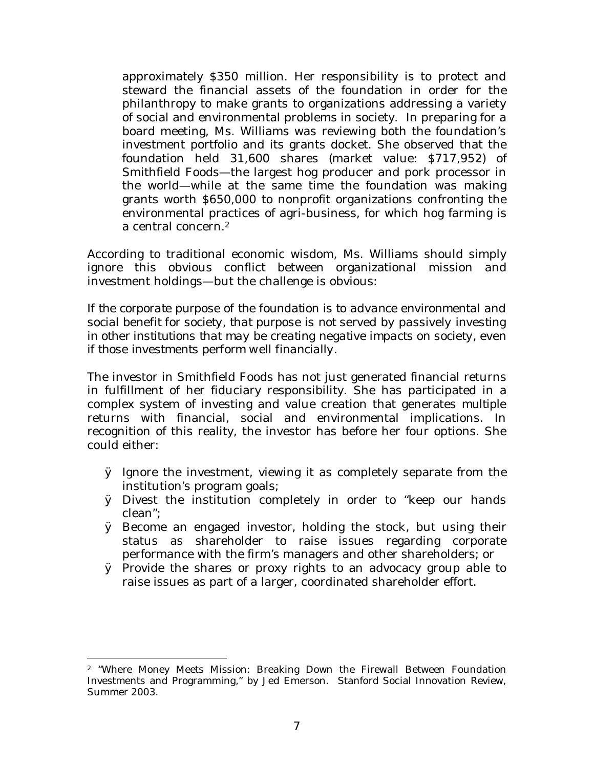approximately $350 million. Her responsibility is to protect and steward the financial assets of the foundation in order for the philanthropy to make grants to organizations addressing a variety of social and environmental problems in society. In preparing for a board meeting, Ms. Williams was reviewing both the foundation's investment portfolio and its grants docket. She observed that the foundation held 31,600 shares (market value: $717,952) of Smithfield Foods—the largest hog producer and pork processor in the world—while at the same time the foundation was making grants worth $650,000 to nonprofit organizations confronting the environmental practices of agri-business, for which hog farming is a central concern.[2]

According to traditional economic wisdom, Ms. Williams should simply ignore this obvious conflict between organizational mission and investment holdings—but the challenge is obvious:

*If the corporate purpose of the foundation is to advance environmental and social benefit for society, that purpose is not served by passively investing in other institutions that may be creating negative impacts on society, even if those investments perform well financially.*

The investor in Smithfield Foods has not just generated financial returns in fulfillment of her fiduciary responsibility. She has participated in a complex system of investing and value creation that generates multiple returns with financial, social and environmental implications. In recognition of this reality, the investor has before her four options. She could either:

- Ignore the investment, viewing it as completely separate from the institution's program goals;
- Divest the institution completely in order to "keep our hands clean";
- Become an engaged investor, holding the stock, but using their status as shareholder to raise issues regarding corporate performance with the firm's managers and other shareholders; or
- Provide the shares or proxy rights to an advocacy group able to raise issues as part of a larger, coordinated shareholder effort.

---

[2] "Where Money Meets Mission: Breaking Down the Firewall Between Foundation Investments and Programming," by Jed Emerson. Stanford Social Innovation Review, Summer 2003.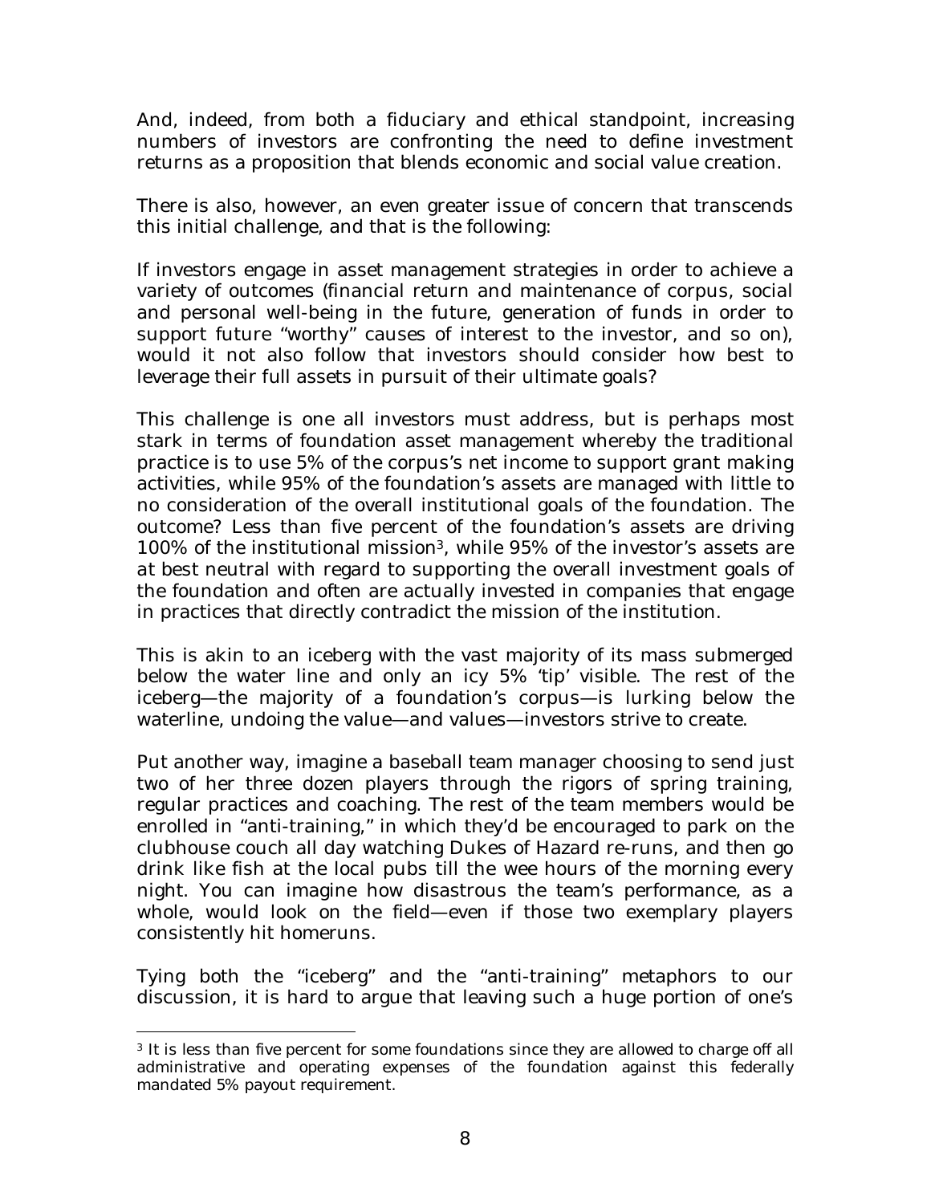And, indeed, from both a fiduciary and ethical standpoint, increasing numbers of investors are confronting the need to define investment returns as a proposition that blends economic and social value creation.

There is also, however, an even greater issue of concern that transcends this initial challenge, and that is the following:

If investors engage in asset management strategies in order to achieve a variety of outcomes (financial return and maintenance of corpus, social and personal well-being in the future, generation of funds in order to support future "worthy" causes of interest to the investor, and so on), would it not also follow that investors should consider how best to leverage their full assets in pursuit of their ultimate goals?

This challenge is one all investors must address, but is perhaps most stark in terms of foundation asset management whereby the traditional practice is to use 5% of the corpus's net income to support grant making activities, while 95% of the foundation's assets are managed with little to no consideration of the overall institutional goals of the foundation. The outcome? Less than five percent of the foundation's assets are driving 100% of the institutional mission[3], while 95% of the investor's assets are at best neutral with regard to supporting the overall investment goals of the foundation and often are actually invested in companies that engage in practices that directly contradict the mission of the institution.

This is akin to an iceberg with the vast majority of its mass submerged below the water line and only an icy 5% 'tip' visible. The rest of the iceberg—the majority of a foundation's corpus—is lurking below the waterline, undoing the value—and values—investors strive to create.

Put another way, imagine a baseball team manager choosing to send just two of her three dozen players through the rigors of spring training, regular practices and coaching. The rest of the team members would be enrolled in "anti-training," in which they'd be encouraged to park on the clubhouse couch all day watching Dukes of Hazard re-runs, and then go drink like fish at the local pubs till the wee hours of the morning every night. You can imagine how disastrous the team's performance, as a whole, would look on the field—even if those two exemplary players consistently hit homeruns.

Tying both the "iceberg" and the "anti-training" metaphors to our discussion, it is hard to argue that leaving such a huge portion of one's

[3] It is less than five percent for some foundations since they are allowed to charge off all administrative and operating expenses of the foundation against this federally mandated 5% payout requirement.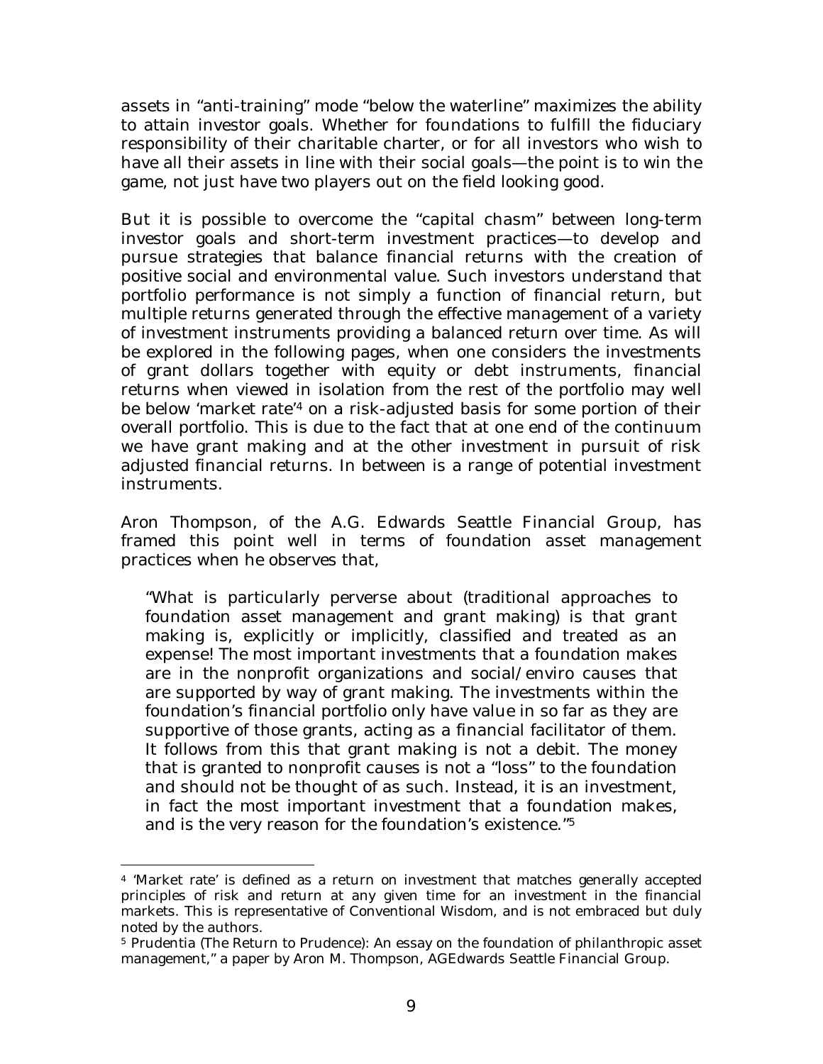assets in "anti-training" mode "below the waterline" maximizes the ability to attain investor goals. Whether for foundations to fulfill the fiduciary responsibility of their charitable charter, or for all investors who wish to have all their assets in line with their social goals—the point is to win the game, not just have two players out on the field looking good.

But it is possible to overcome the "capital chasm" between long-term investor goals and short-term investment practices—to develop and pursue strategies that balance financial returns with the creation of positive social and environmental value. Such investors understand that portfolio performance is not simply a function of financial return, but multiple returns generated through the effective management of a variety of investment instruments providing a balanced return over time. As will be explored in the following pages, when one considers the investments of grant dollars together with equity or debt instruments, financial returns when viewed in isolation from the rest of the portfolio may well be below 'market rate'[4] on a risk-adjusted basis for some portion of their overall portfolio. This is due to the fact that at one end of the continuum we have grant making and at the other investment in pursuit of risk adjusted financial returns. In between is a range of potential investment instruments.

Aron Thompson, of the A.G. Edwards Seattle Financial Group, has framed this point well in terms of foundation asset management practices when he observes that,

> "What is particularly perverse about (traditional approaches to foundation asset management and grant making) is that grant making is, explicitly or implicitly, classified and treated as an expense! The most important investments that a foundation makes are in the nonprofit organizations and social/enviro causes that are supported by way of grant making. The investments within the foundation's financial portfolio only have value in so far as they are supportive of those grants, acting as a financial facilitator of them. It follows from this that grant making is not a debit. The money that is granted to nonprofit causes is not a "loss" to the foundation and should not be thought of as such. Instead, it is an investment, in fact the most important investment that a foundation makes, and is the very reason for the foundation's existence."[5]

---

[4] 'Market rate' is defined as a return on investment that matches generally accepted principles of risk and return at any given time for an investment in the financial markets. This is representative of Conventional Wisdom, and is not embraced but duly noted by the authors.

[5] Prudentia (The Return to Prudence): An essay on the foundation of philanthropic asset management," a paper by Aron M. Thompson, AGEdwards Seattle Financial Group.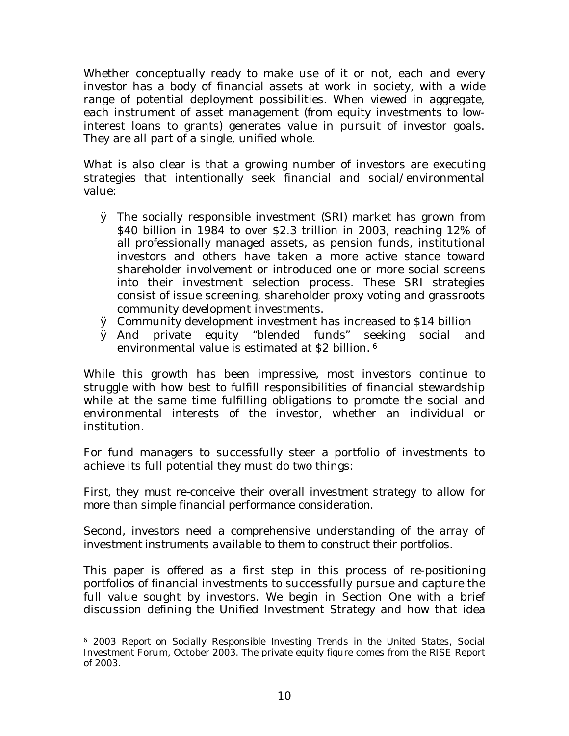Whether conceptually ready to make use of it or not, each and every investor has a body of financial assets at work in society, with a wide range of potential deployment possibilities. When viewed in aggregate, each instrument of asset management (from equity investments to low-interest loans to grants) generates value in pursuit of investor goals. They are all part of a single, unified whole.

What is also clear is that a growing number of investors are executing strategies that intentionally seek financial and social/environmental value:

- The socially responsible investment (SRI) market has grown from \$40 billion in 1984 to over \$2.3 trillion in 2003, reaching 12% of all professionally managed assets, as pension funds, institutional investors and others have taken a more active stance toward shareholder involvement or introduced one or more social screens into their investment selection process. These SRI strategies consist of issue screening, shareholder proxy voting and grassroots community development investments.
- Community development investment has increased to \$14 billion
- And private equity "blended funds" seeking social and environmental value is estimated at \$2 billion. [6]

While this growth has been impressive, most investors continue to struggle with how best to fulfill responsibilities of financial stewardship while at the same time fulfilling obligations to promote the social and environmental interests of the investor, whether an individual or institution.

For fund managers to successfully steer a portfolio of investments to achieve its full potential they must do two things:

First, they must re-conceive their overall investment strategy to allow for more than simple financial performance consideration.

Second, investors need a comprehensive understanding of the array of investment instruments available to them to construct their portfolios.

This paper is offered as a first step in this process of re-positioning portfolios of financial investments to successfully pursue and capture the full value sought by investors. We begin in Section One with a brief discussion defining the Unified Investment Strategy and how that idea

---

[6] 2003 Report on Socially Responsible Investing Trends in the United States, Social Investment Forum, October 2003. The private equity figure comes from the RISE Report of 2003.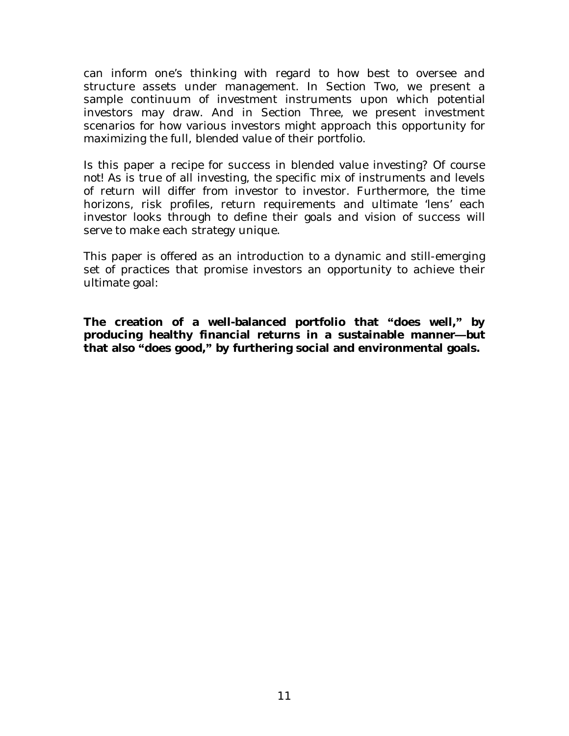can inform one's thinking with regard to how best to oversee and structure assets under management. In Section Two, we present a sample continuum of investment instruments upon which potential investors may draw. And in Section Three, we present investment scenarios for how various investors might approach this opportunity for maximizing the full, blended value of their portfolio.

Is this paper a recipe for success in blended value investing? Of course not! As is true of all investing, the specific mix of instruments and levels of return will differ from investor to investor. Furthermore, the time horizons, risk profiles, return requirements and ultimate 'lens' each investor looks through to define their goals and vision of success will serve to make each strategy unique.

This paper is offered as an introduction to a dynamic and still-emerging set of practices that promise investors an opportunity to achieve their ultimate goal:

**The creation of a well-balanced portfolio that "does well," by producing healthy financial returns in a sustainable manner—but that also "does good," by furthering social and environmental goals.**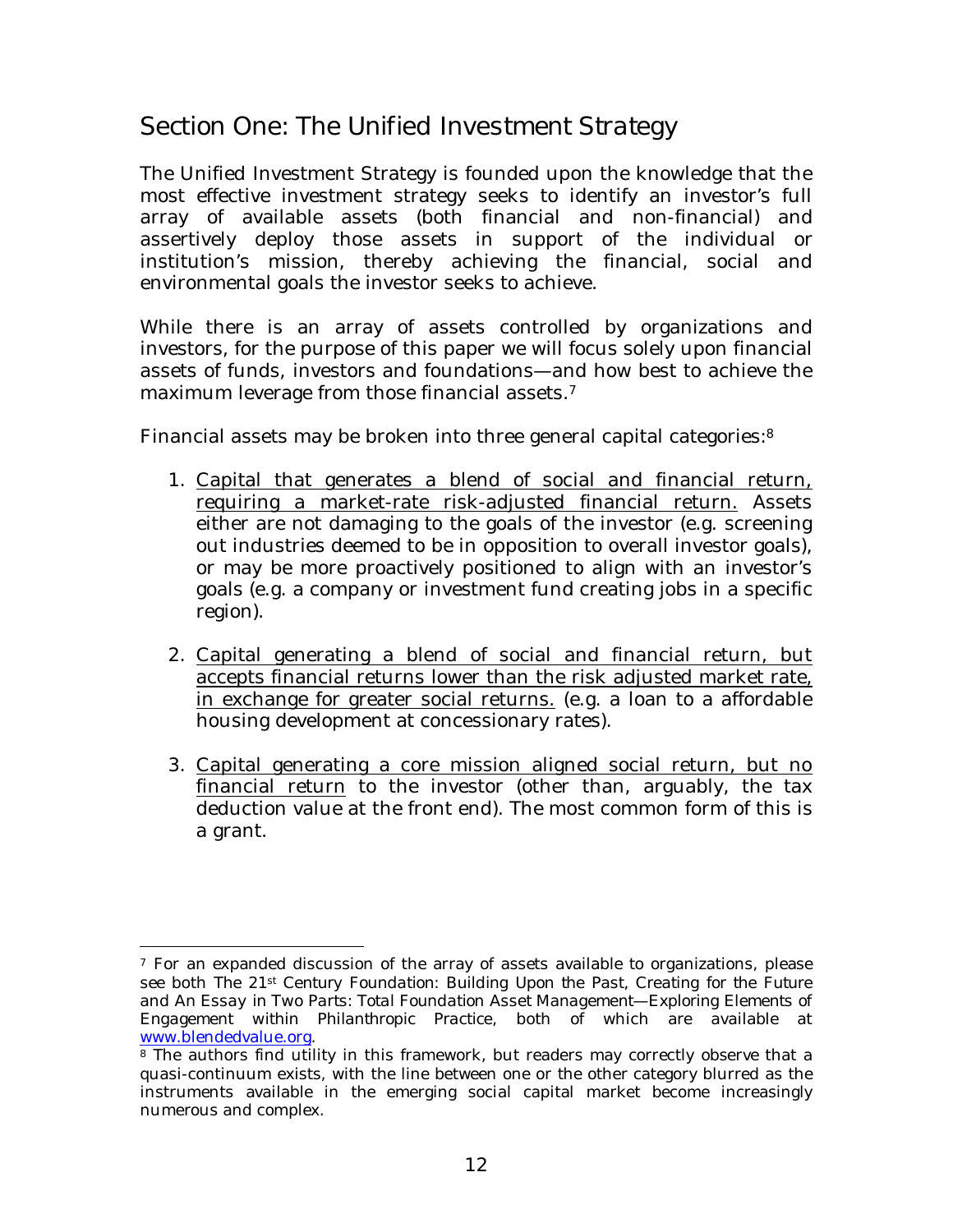## Section One: The Unified Investment Strategy

The Unified Investment Strategy is founded upon the knowledge that the most effective investment strategy seeks to identify an investor's full array of available assets (both financial and non-financial) and assertively deploy those assets in support of the individual or institution's mission, thereby achieving the financial, social and environmental goals the investor seeks to achieve.

While there is an array of assets controlled by organizations and investors, for the purpose of this paper we will focus solely upon financial assets of funds, investors and foundations—and how best to achieve the maximum leverage from those financial assets.[7]

Financial assets may be broken into three general capital categories:[8]

1. <u>Capital that generates a blend of social and financial return, requiring a market-rate risk-adjusted financial return.</u> Assets either are not damaging to the goals of the investor (e.g. screening out industries deemed to be in opposition to overall investor goals), or may be more proactively positioned to align with an investor's goals (e.g. a company or investment fund creating jobs in a specific region).

2. <u>Capital generating a blend of social and financial return, but accepts financial returns lower than the risk adjusted market rate, in exchange for greater social returns.</u> (e.g. a loan to a affordable housing development at concessionary rates).

3. <u>Capital generating a core mission aligned social return, but no financial return</u> to the investor (other than, arguably, the tax deduction value at the front end). The most common form of this is a grant.

---

[7] For an expanded discussion of the array of assets available to organizations, please see both *The 21st Century Foundation: Building Upon the Past, Creating for the Future* and *An Essay in Two Parts: Total Foundation Asset Management—Exploring Elements of Engagement within Philanthropic Practice*, both of which are available at www.blendedvalue.org.

[8] The authors find utility in this framework, but readers may correctly observe that a quasi-continuum exists, with the line between one or the other category blurred as the instruments available in the emerging social capital market become increasingly numerous and complex.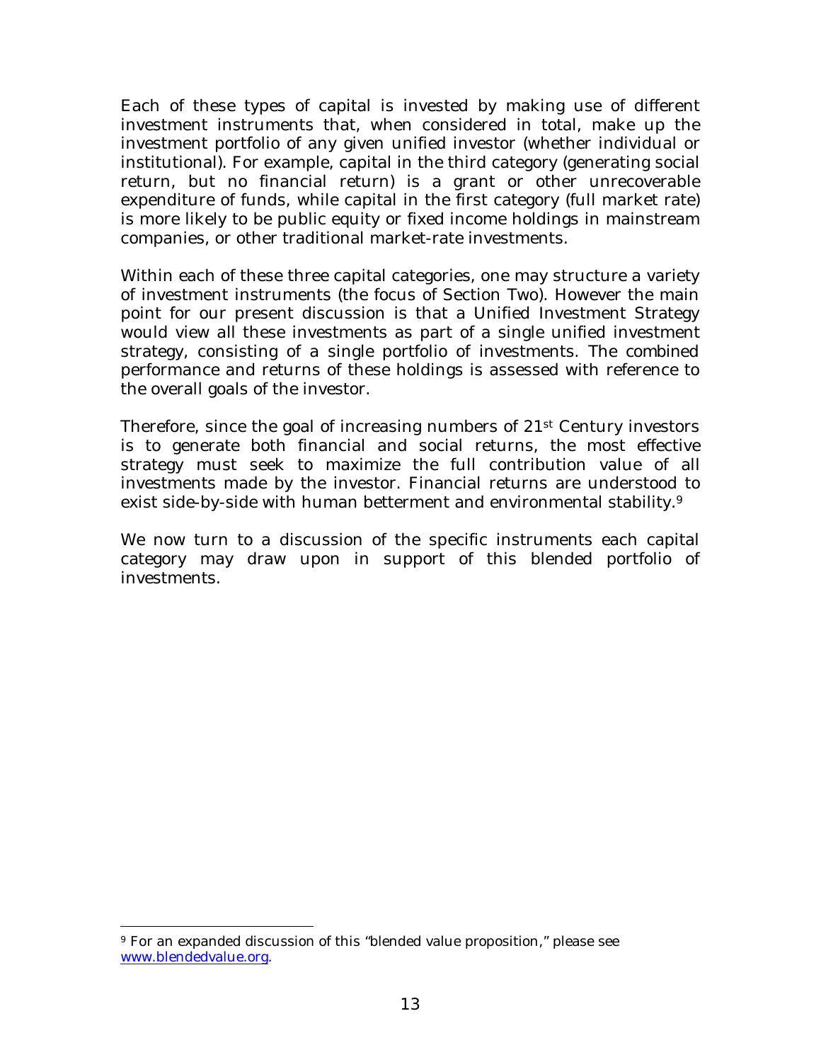Each of these types of capital is invested by making use of different investment instruments that, when considered in total, make up the investment portfolio of any given unified investor (whether individual or institutional). For example, capital in the third category (generating social return, but no financial return) is a grant or other unrecoverable expenditure of funds, while capital in the first category (full market rate) is more likely to be public equity or fixed income holdings in mainstream companies, or other traditional market-rate investments.

Within each of these three capital categories, one may structure a variety of investment instruments (the focus of Section Two). However the main point for our present discussion is that a Unified Investment Strategy would view all these investments as part of a single unified investment strategy, consisting of a single portfolio of investments. The combined performance and returns of these holdings is assessed with reference to the overall goals of the investor.

Therefore, since the goal of increasing numbers of 21st Century investors is to generate both financial and social returns, the most effective strategy must seek to maximize the full contribution value of all investments made by the investor. Financial returns are understood to exist side-by-side with human betterment and environmental stability.[9]

We now turn to a discussion of the specific instruments each capital category may draw upon in support of this blended portfolio of investments.

---

[9] For an expanded discussion of this "blended value proposition," please see [www.blendedvalue.org](http://www.blendedvalue.org).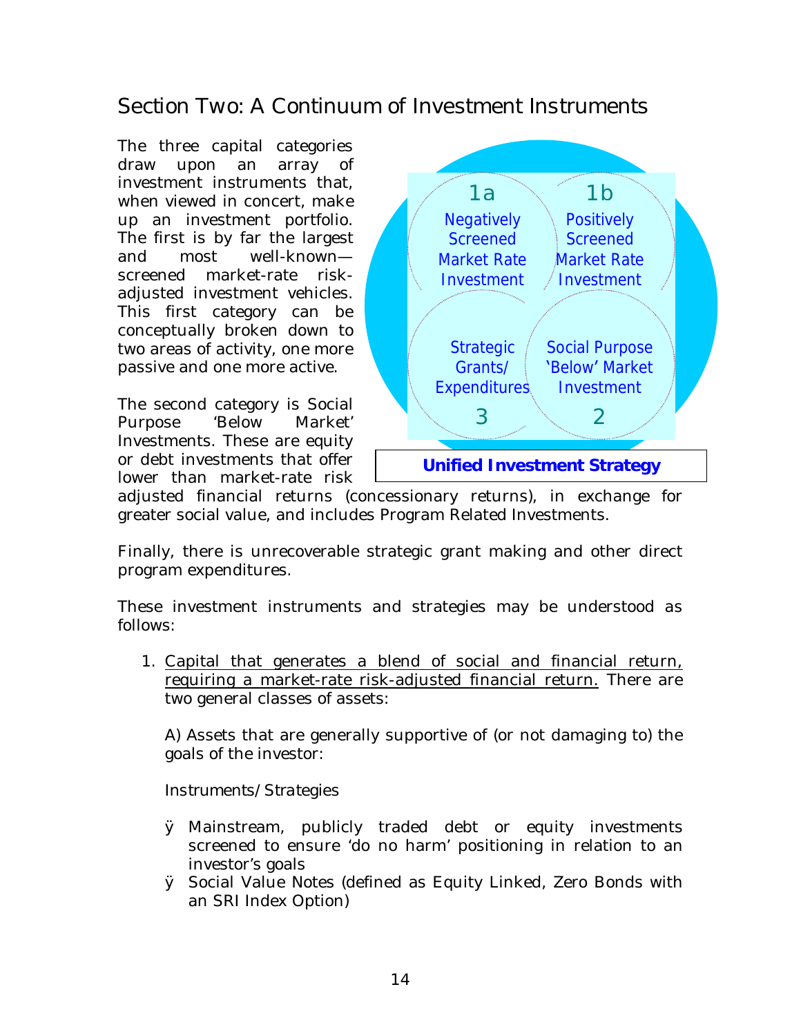## Section Two: A Continuum of Investment Instruments

The three capital categories draw upon an array of investment instruments that, when viewed in concert, make up an investment portfolio. The first is by far the largest and most well-known—screened market-rate risk-adjusted investment vehicles. This first category can be conceptually broken down to two areas of activity, one more passive and one more active.

1a Negatively Screened Market Rate Investment

1b Positively Screened Market Rate Investment

Strategic Grants/ Expenditures 3

Social Purpose 'Below' Market Investment 2

**Unified Investment Strategy**

The second category is Social Purpose 'Below Market' Investments. These are equity or debt investments that offer lower than market-rate risk adjusted financial returns (concessionary returns), in exchange for greater social value, and includes Program Related Investments.

Finally, there is unrecoverable strategic grant making and other direct program expenditures.

These investment instruments and strategies may be understood as follows:

1. Capital that generates a blend of social and financial return, requiring a market-rate risk-adjusted financial return. There are two general classes of assets:

   A) Assets that are generally supportive of (or not damaging to) the goals of the investor:

   Instruments/Strategies

   - Mainstream, publicly traded debt or equity investments screened to ensure 'do no harm' positioning in relation to an investor's goals
   - Social Value Notes (defined as Equity Linked, Zero Bonds with an SRI Index Option)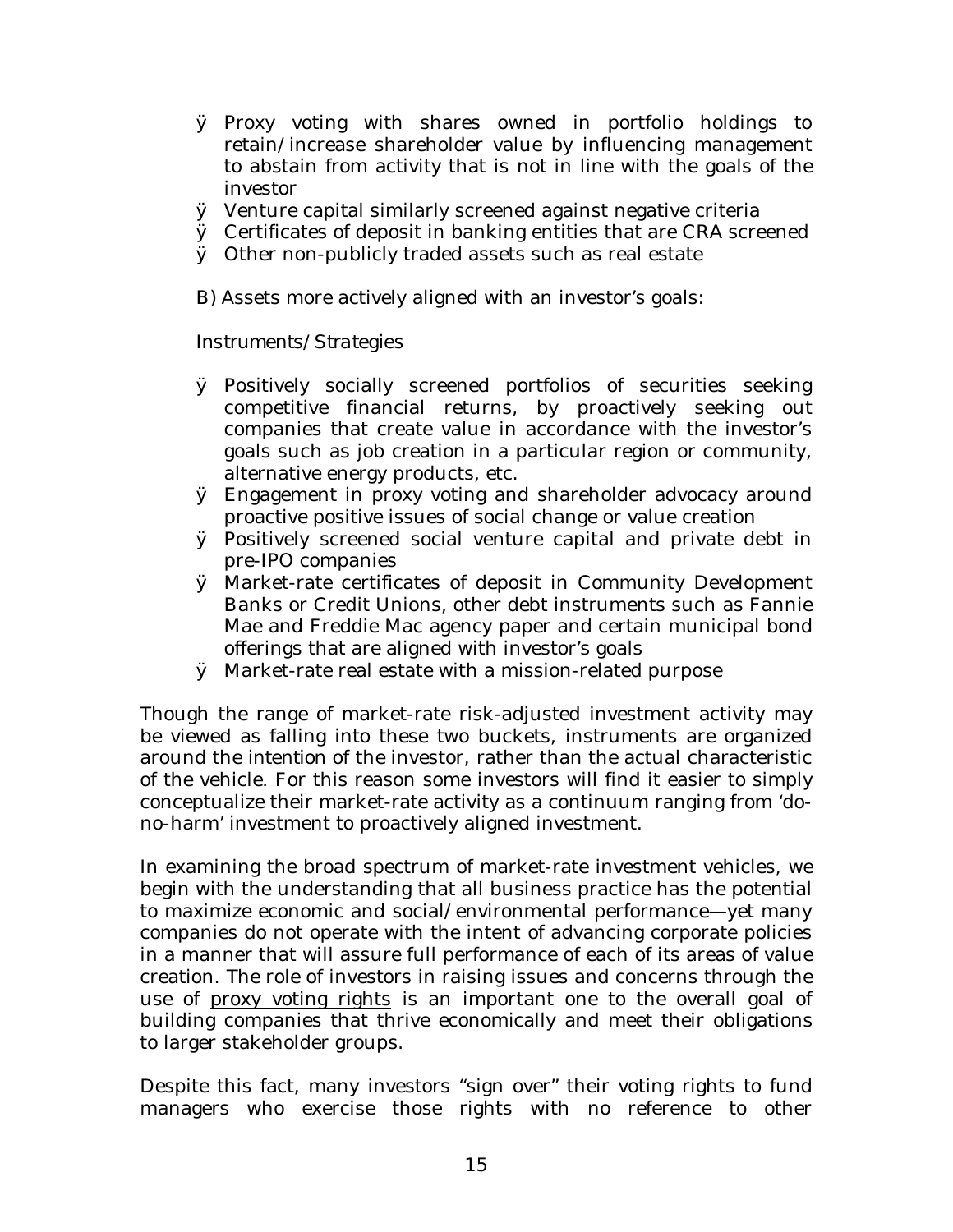- Proxy voting with shares owned in portfolio holdings to retain/increase shareholder value by influencing management to abstain from activity that is not in line with the goals of the investor
- Venture capital similarly screened against negative criteria
- Certificates of deposit in banking entities that are CRA screened
- Other non-publicly traded assets such as real estate

B) Assets more actively aligned with an investor's goals:

*Instruments/Strategies*

- Positively socially screened portfolios of securities seeking competitive financial returns, by proactively seeking out companies that create value in accordance with the investor's goals such as job creation in a particular region or community, alternative energy products, etc.
- Engagement in proxy voting and shareholder advocacy around proactive positive issues of social change or value creation
- Positively screened social venture capital and private debt in pre-IPO companies
- Market-rate certificates of deposit in Community Development Banks or Credit Unions, other debt instruments such as Fannie Mae and Freddie Mac agency paper and certain municipal bond offerings that are aligned with investor's goals
- Market-rate real estate with a mission-related purpose

Though the range of market-rate risk-adjusted investment activity may be viewed as falling into these two buckets, instruments are organized around the intention of the investor, rather than the actual characteristic of the vehicle. For this reason some investors will find it easier to simply conceptualize their market-rate activity as a continuum ranging from 'do-no-harm' investment to proactively aligned investment.

In examining the broad spectrum of market-rate investment vehicles, we begin with the understanding that all business practice has the potential to maximize economic and social/environmental performance—yet many companies do not operate with the intent of advancing corporate policies in a manner that will assure full performance of each of its areas of value creation. The role of investors in raising issues and concerns through the use of proxy voting rights is an important one to the overall goal of building companies that thrive economically and meet their obligations to larger stakeholder groups.

Despite this fact, many investors "sign over" their voting rights to fund managers who exercise those rights with no reference to other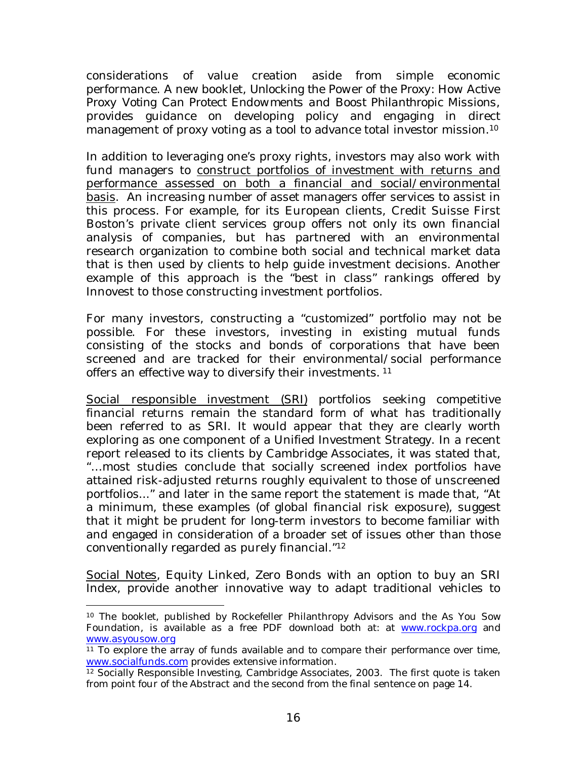considerations of value creation aside from simple economic performance. A new booklet, *Unlocking the Power of the Proxy: How Active Proxy Voting Can Protect Endowments and Boost Philanthropic Missions*, provides guidance on developing policy and engaging in direct management of proxy voting as a tool to advance total investor mission.[10]

In addition to leveraging one's proxy rights, investors may also work with fund managers to <u>construct portfolios of investment with returns and performance assessed on both a financial and social/environmental basis</u>. An increasing number of asset managers offer services to assist in this process. For example, for its European clients, Credit Suisse First Boston's private client services group offers not only its own financial analysis of companies, but has partnered with an environmental research organization to combine both social and technical market data that is then used by clients to help guide investment decisions. Another example of this approach is the "best in class" rankings offered by Innovest to those constructing investment portfolios.

For many investors, constructing a "customized" portfolio may not be possible. For these investors, investing in existing mutual funds consisting of the stocks and bonds of corporations that have been screened and are tracked for their environmental/social performance offers an effective way to diversify their investments. [11]

<u>Social responsible investment (SRI)</u> portfolios seeking competitive financial returns remain the standard form of what has traditionally been referred to as SRI. It would appear that they are clearly worth exploring as one component of a Unified Investment Strategy. In a recent report released to its clients by Cambridge Associates, it was stated that, "…most studies conclude that socially screened index portfolios have attained risk-adjusted returns roughly equivalent to those of unscreened portfolios…" and later in the same report the statement is made that, "At a minimum, these examples (of global financial risk exposure), suggest that it might be prudent for long-term investors to become familiar with and engaged in consideration of a broader set of issues other than those conventionally regarded as purely financial."[12]

<u>Social Notes</u>, Equity Linked, Zero Bonds with an option to buy an SRI Index, provide another innovative way to adapt traditional vehicles to

---

[10] The booklet, published by Rockefeller Philanthropy Advisors and the As You Sow Foundation, is available as a free PDF download both at: at www.rockpa.org and www.asyousow.org

[11] To explore the array of funds available and to compare their performance over time, www.socialfunds.com provides extensive information.

[12] Socially Responsible Investing, Cambridge Associates, 2003. The first quote is taken from point four of the Abstract and the second from the final sentence on page 14.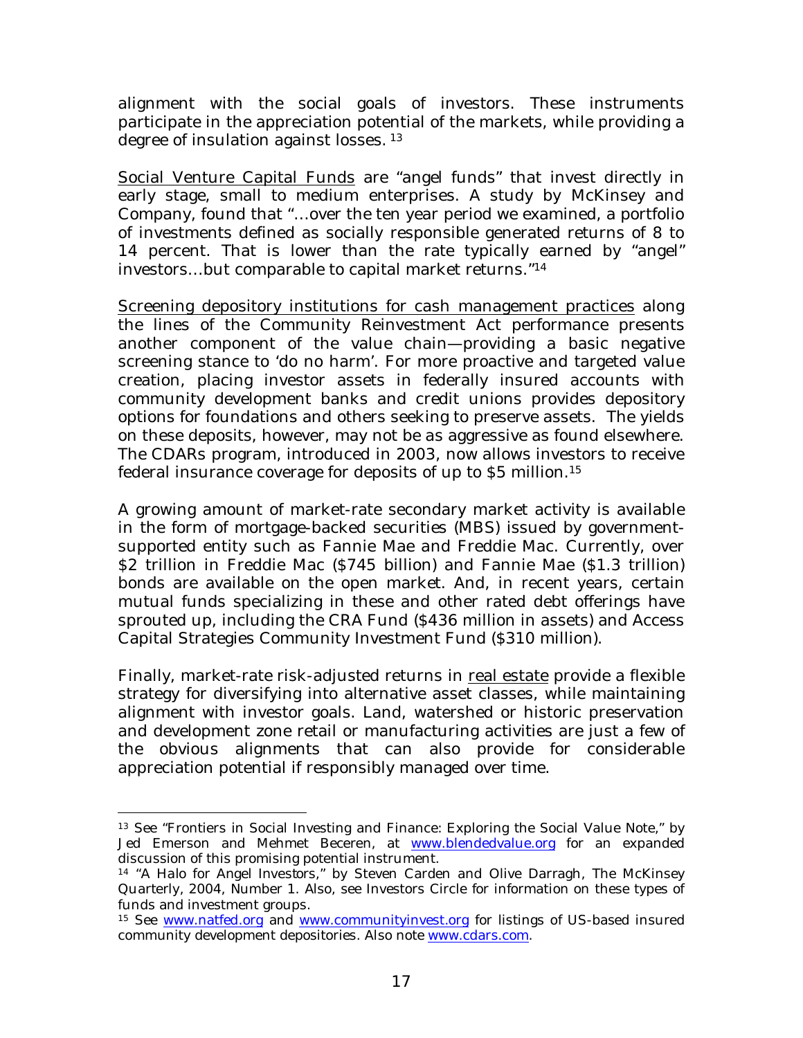alignment with the social goals of investors. These instruments participate in the appreciation potential of the markets, while providing a degree of insulation against losses. [13]

<u>Social Venture Capital Funds</u> are "angel funds" that invest directly in early stage, small to medium enterprises. A study by McKinsey and Company, found that "…over the ten year period we examined, a portfolio of investments defined as socially responsible generated returns of 8 to 14 percent. That is lower than the rate typically earned by "angel" investors…but comparable to capital market returns."[14]

<u>Screening depository institutions for cash management practices</u> along the lines of the Community Reinvestment Act performance presents another component of the value chain—providing a basic negative screening stance to 'do no harm'. For more proactive and targeted value creation, placing investor assets in federally insured accounts with community development banks and credit unions provides depository options for foundations and others seeking to preserve assets. The yields on these deposits, however, may not be as aggressive as found elsewhere. The CDARs program, introduced in 2003, now allows investors to receive federal insurance coverage for deposits of up to $5 million.[15]

A growing amount of market-rate secondary market activity is available in the form of mortgage-backed securities (MBS) issued by government-supported entity such as Fannie Mae and Freddie Mac. Currently, over $2 trillion in Freddie Mac ($745 billion) and Fannie Mae ($1.3 trillion) bonds are available on the open market. And, in recent years, certain mutual funds specializing in these and other rated debt offerings have sprouted up, including the CRA Fund ($436 million in assets) and Access Capital Strategies Community Investment Fund ($310 million).

Finally, market-rate risk-adjusted returns in <u>real estate</u> provide a flexible strategy for diversifying into alternative asset classes, while maintaining alignment with investor goals. Land, watershed or historic preservation and development zone retail or manufacturing activities are just a few of the obvious alignments that can also provide for considerable appreciation potential if responsibly managed over time.

---

[13] See "Frontiers in Social Investing and Finance: Exploring the Social Value Note," by Jed Emerson and Mehmet Beceren, at www.blendedvalue.org for an expanded discussion of this promising potential instrument.

[14] "A Halo for Angel Investors," by Steven Carden and Olive Darragh, The McKinsey Quarterly, 2004, Number 1. Also, see Investors Circle for information on these types of funds and investment groups.

[15] See www.natfed.org and www.communityinvest.org for listings of US-based insured community development depositories. Also note www.cdars.com.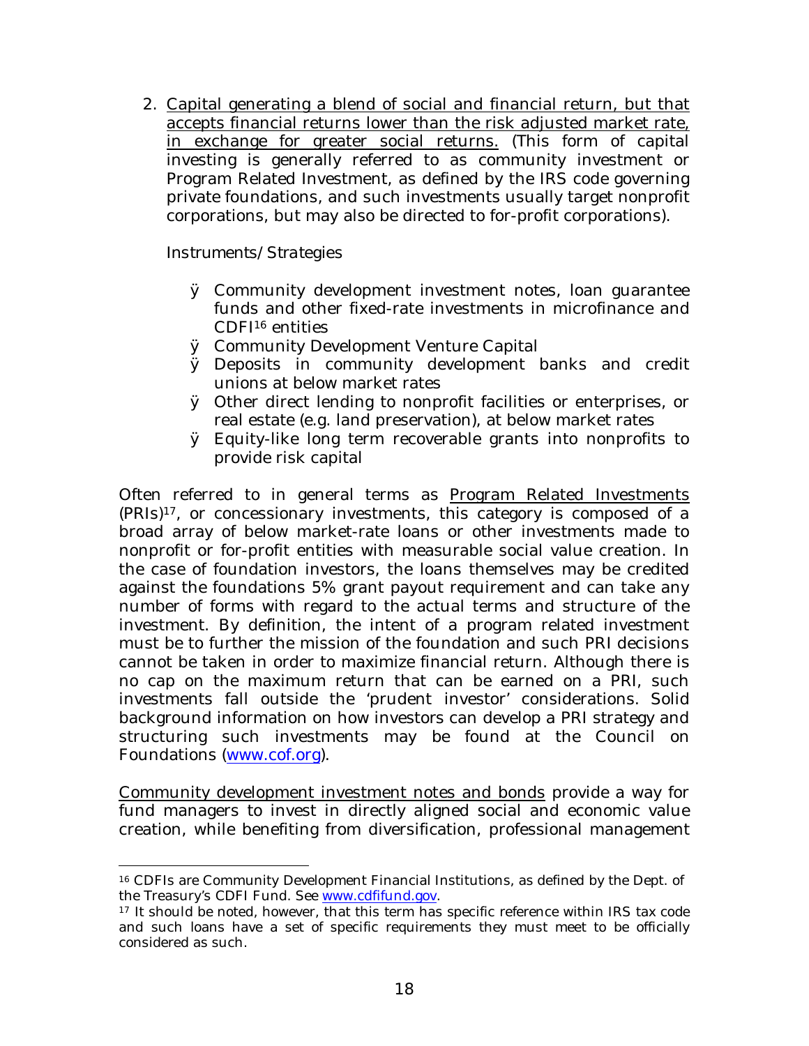2. <u>Capital generating a blend of social and financial return, but that accepts financial returns lower than the risk adjusted market rate, in exchange for greater social returns.</u> (This form of capital investing is generally referred to as community investment or Program Related Investment, as defined by the IRS code governing private foundations, and such investments usually target nonprofit corporations, but may also be directed to for-profit corporations).

   *Instruments/Strategies*

   - Community development investment notes, loan guarantee funds and other fixed-rate investments in microfinance and CDFI[16] entities
   - Community Development Venture Capital
   - Deposits in community development banks and credit unions at below market rates
   - Other direct lending to nonprofit facilities or enterprises, or real estate (e.g. land preservation), at below market rates
   - Equity-like long term recoverable grants into nonprofits to provide risk capital

Often referred to in general terms as <u>Program Related Investments</u> (PRIs)[17], or concessionary investments, this category is composed of a broad array of below market-rate loans or other investments made to nonprofit or for-profit entities with measurable social value creation. In the case of foundation investors, the loans themselves may be credited against the foundations 5% grant payout requirement and can take any number of forms with regard to the actual terms and structure of the investment. By definition, the intent of a program related investment must be to further the mission of the foundation and such PRI decisions cannot be taken in order to maximize financial return. Although there is no cap on the maximum return that can be earned on a PRI, such investments fall outside the 'prudent investor' considerations. Solid background information on how investors can develop a PRI strategy and structuring such investments may be found at the Council on Foundations (www.cof.org).

<u>Community development investment notes and bonds</u> provide a way for fund managers to invest in directly aligned social and economic value creation, while benefiting from diversification, professional management

---

[16] CDFIs are Community Development Financial Institutions, as defined by the Dept. of the Treasury's CDFI Fund. See www.cdfifund.gov.

[17] It should be noted, however, that this term has specific reference within IRS tax code and such loans have a set of specific requirements they must meet to be officially considered as such.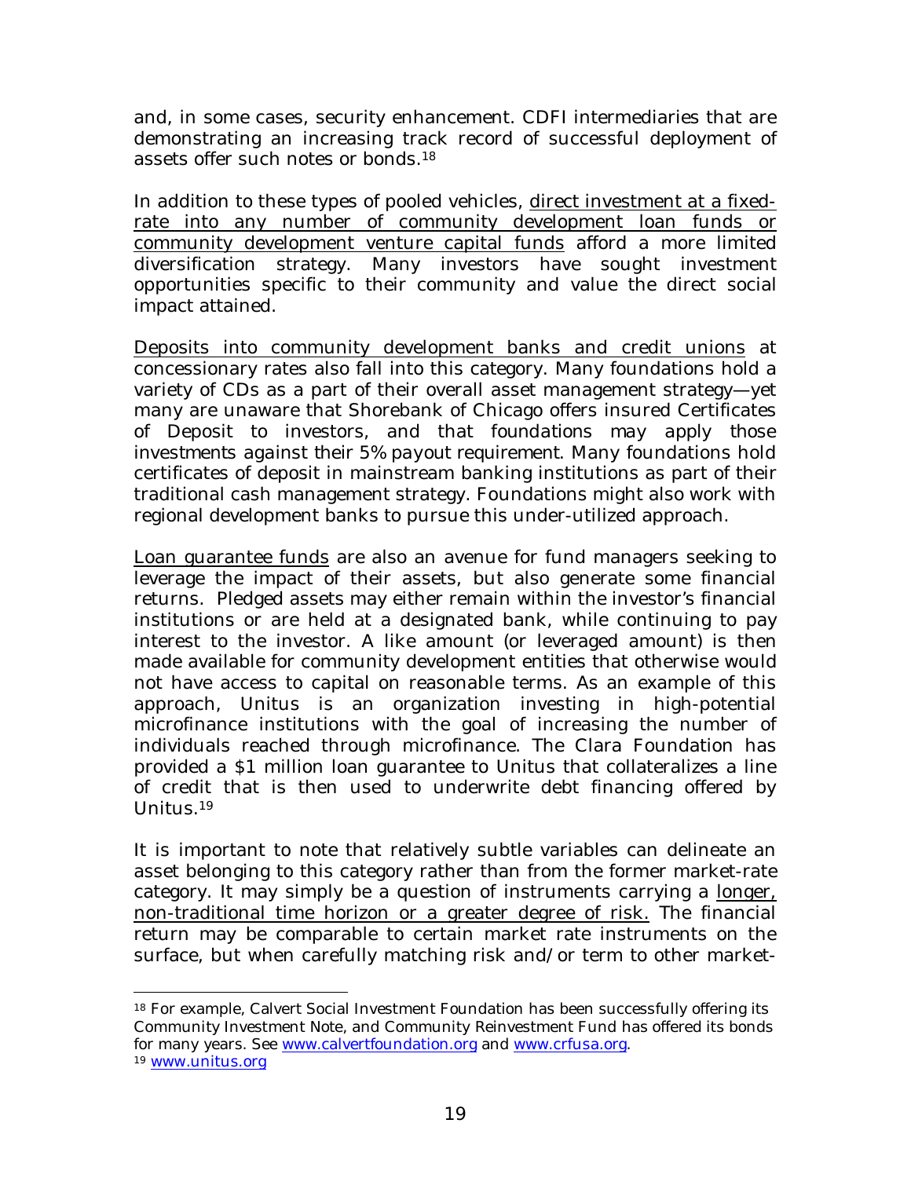and, in some cases, security enhancement. CDFI intermediaries that are demonstrating an increasing track record of successful deployment of assets offer such notes or bonds.[18]

In addition to these types of pooled vehicles, <u>direct investment at a fixed-rate into any number of community development loan funds or community development venture capital funds</u> afford a more limited diversification strategy. Many investors have sought investment opportunities specific to their community and value the direct social impact attained.

<u>Deposits into community development banks and credit unions</u> at concessionary rates also fall into this category. Many foundations hold a variety of CDs as a part of their overall asset management strategy—yet many are unaware that Shorebank of Chicago offers insured Certificates of Deposit to investors, and that foundations may apply those investments against their 5% payout requirement. Many foundations hold certificates of deposit in mainstream banking institutions as part of their traditional cash management strategy. Foundations might also work with regional development banks to pursue this under-utilized approach.

<u>Loan guarantee funds</u> are also an avenue for fund managers seeking to leverage the impact of their assets, but also generate some financial returns. Pledged assets may either remain within the investor's financial institutions or are held at a designated bank, while continuing to pay interest to the investor. A like amount (or leveraged amount) is then made available for community development entities that otherwise would not have access to capital on reasonable terms. As an example of this approach, Unitus is an organization investing in high-potential microfinance institutions with the goal of increasing the number of individuals reached through microfinance. The Clara Foundation has provided a $1 million loan guarantee to Unitus that collateralizes a line of credit that is then used to underwrite debt financing offered by Unitus.[19]

It is important to note that relatively subtle variables can delineate an asset belonging to this category rather than from the former market-rate category. It may simply be a question of instruments carrying a <u>longer, non-traditional time horizon or a greater degree of risk.</u> The financial return may be comparable to certain market rate instruments on the surface, but when carefully matching risk and/or term to other market-

---

[18] For example, Calvert Social Investment Foundation has been successfully offering its Community Investment Note, and Community Reinvestment Fund has offered its bonds for many years. See www.calvertfoundation.org and www.crfusa.org.

[19] www.unitus.org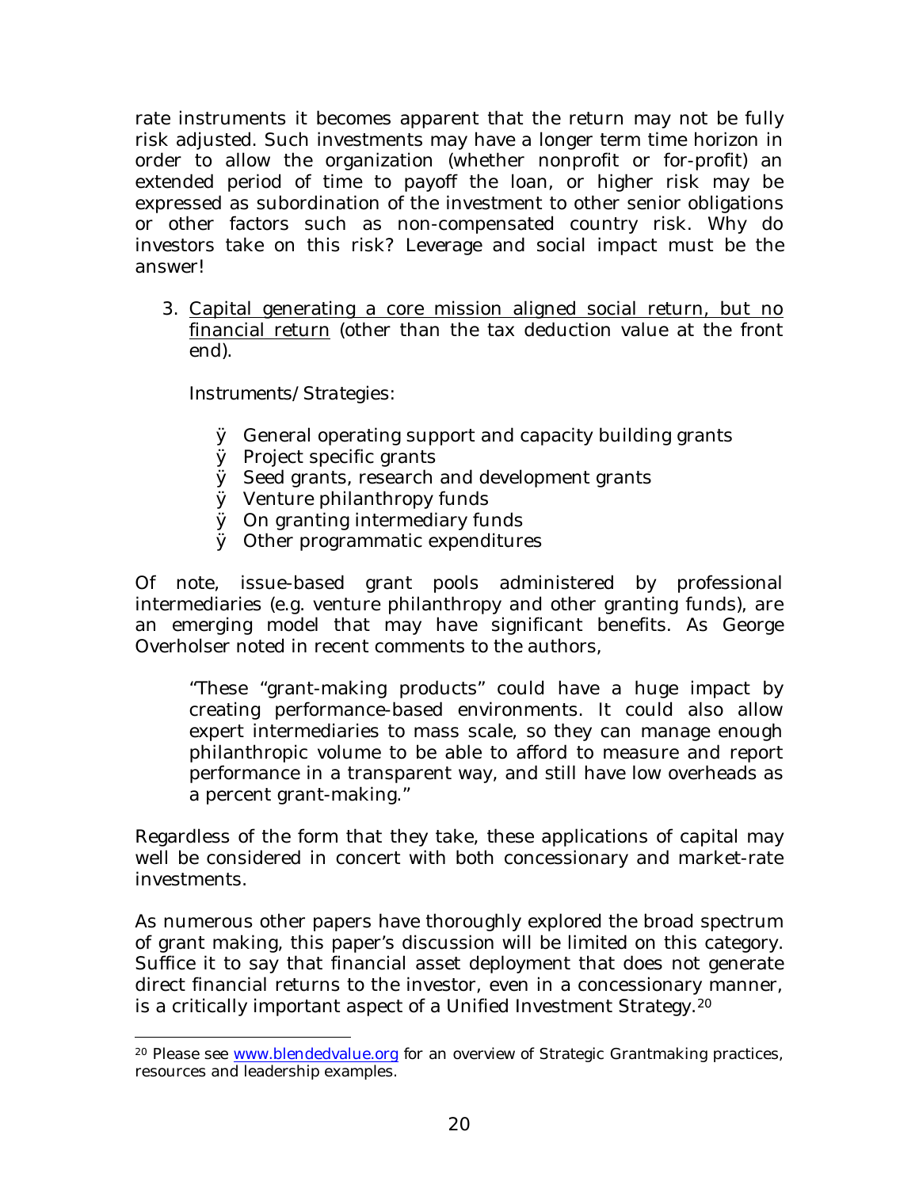rate instruments it becomes apparent that the return may not be fully risk adjusted. Such investments may have a longer term time horizon in order to allow the organization (whether nonprofit or for-profit) an extended period of time to payoff the loan, or higher risk may be expressed as subordination of the investment to other senior obligations or other factors such as non-compensated country risk. Why do investors take on this risk? Leverage and social impact must be the answer!

3. <u>Capital generating a core mission aligned social return, but no financial return</u> (other than the tax deduction value at the front end).

   *Instruments/Strategies:*

   - General operating support and capacity building grants
   - Project specific grants
   - Seed grants, research and development grants
   - Venture philanthropy funds
   - On granting intermediary funds
   - Other programmatic expenditures

Of note, issue-based grant pools administered by professional intermediaries (e.g. venture philanthropy and other granting funds), are an emerging model that may have significant benefits. As George Overholser noted in recent comments to the authors,

> "These "grant-making products" could have a huge impact by creating performance-based environments. It could also allow expert intermediaries to mass scale, so they can manage enough philanthropic volume to be able to afford to measure and report performance in a transparent way, and still have low overheads as a percent grant-making."

Regardless of the form that they take, these applications of capital may well be considered in concert with both concessionary and market-rate investments.

As numerous other papers have thoroughly explored the broad spectrum of grant making, this paper's discussion will be limited on this category. Suffice it to say that financial asset deployment that does not generate direct financial returns to the investor, even in a concessionary manner, is a critically important aspect of a Unified Investment Strategy.[20]

---

[20] Please see www.blendedvalue.org for an overview of Strategic Grantmaking practices, resources and leadership examples.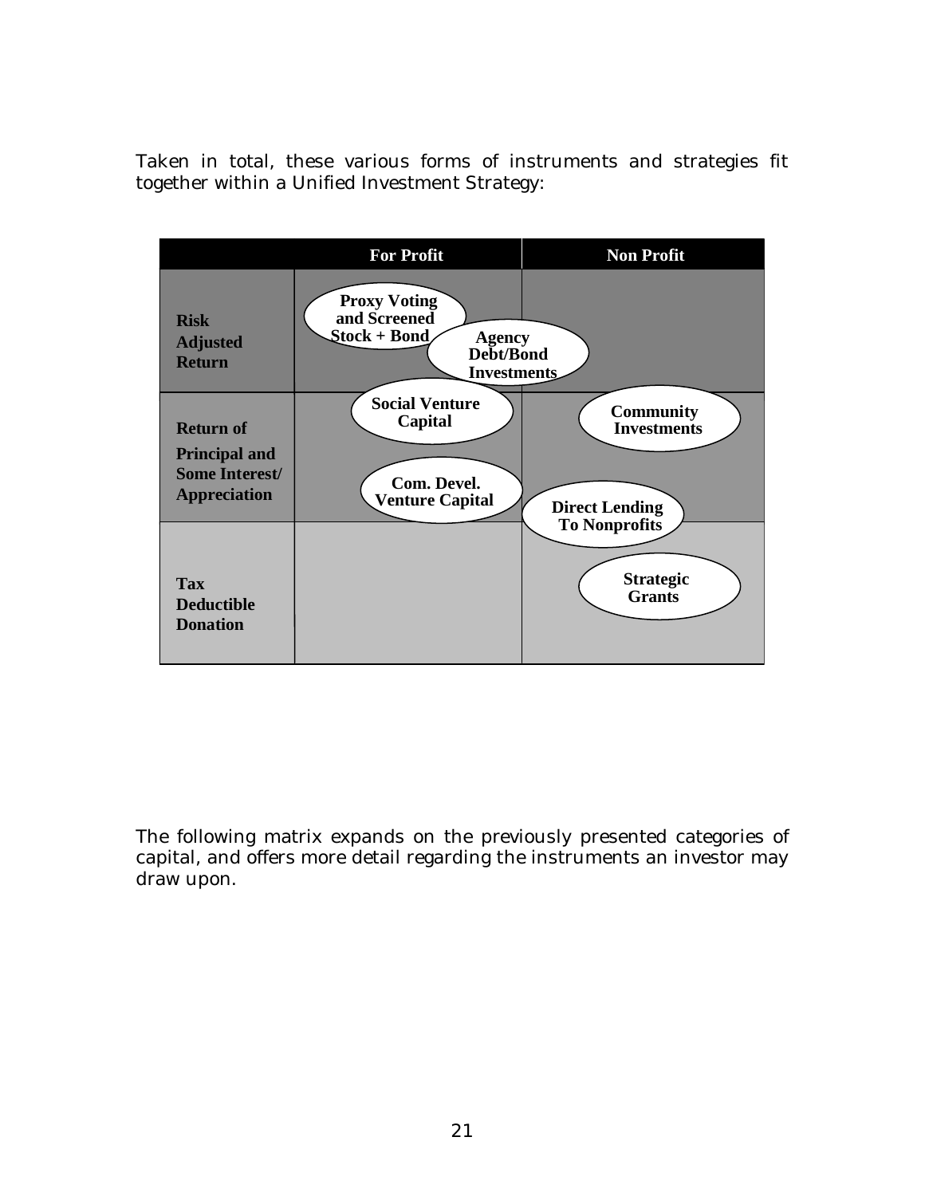Taken in total, these various forms of instruments and strategies fit together within a Unified Investment Strategy:

| | For Profit | Non Profit |
|---|---|---|
| **Risk Adjusted Return** | **Proxy Voting and Screened Stock + Bond**; **Agency Debt/Bond Investments** | |
| **Return of Principal and Some Interest/ Appreciation** | **Social Venture Capital**; **Com. Devel. Venture Capital** | **Community Investments**; **Direct Lending To Nonprofits** |
| **Tax Deductible Donation** | | **Strategic Grants** |

The following matrix expands on the previously presented categories of capital, and offers more detail regarding the instruments an investor may draw upon.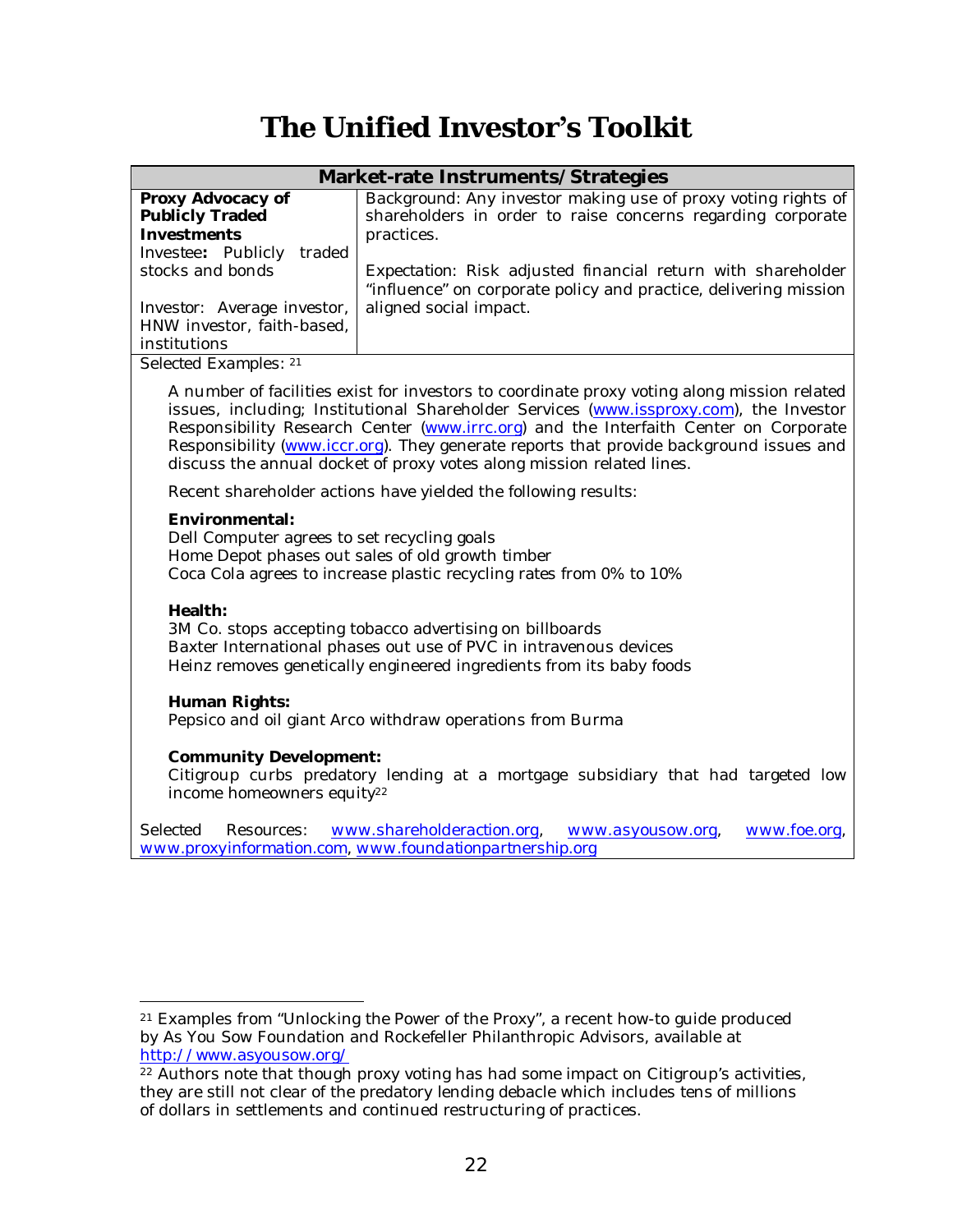# The Unified Investor's Toolkit

| Market-rate Instruments/Strategies | |
|---|---|
| **Proxy Advocacy of Publicly Traded Investments**<br>Investee**:** Publicly traded stocks and bonds<br><br>Investor: Average investor, HNW investor, faith-based, institutions | Background: Any investor making use of proxy voting rights of shareholders in order to raise concerns regarding corporate practices.<br><br>Expectation: Risk adjusted financial return with shareholder "influence" on corporate policy and practice, delivering mission aligned social impact. |

Selected Examples: [21]

A number of facilities exist for investors to coordinate proxy voting along mission related issues, including; Institutional Shareholder Services (www.issproxy.com), the Investor Responsibility Research Center (www.irrc.org) and the Interfaith Center on Corporate Responsibility (www.iccr.org). They generate reports that provide background issues and discuss the annual docket of proxy votes along mission related lines.

Recent shareholder actions have yielded the following results:

**Environmental:**
Dell Computer agrees to set recycling goals
Home Depot phases out sales of old growth timber
Coca Cola agrees to increase plastic recycling rates from 0% to 10%

**Health:**
3M Co. stops accepting tobacco advertising on billboards
Baxter International phases out use of PVC in intravenous devices
Heinz removes genetically engineered ingredients from its baby foods

**Human Rights:**
Pepsico and oil giant Arco withdraw operations from Burma

**Community Development:**
Citigroup curbs predatory lending at a mortgage subsidiary that had targeted low income homeowners equity[22]

Selected Resources: www.shareholderaction.org, www.asyousow.org, www.foe.org, www.proxyinformation.com, www.foundationpartnership.org

---

[21] Examples from "Unlocking the Power of the Proxy", a recent how-to guide produced by As You Sow Foundation and Rockefeller Philanthropic Advisors, available at http://www.asyousow.org/

[22] Authors note that though proxy voting has had some impact on Citigroup's activities, they are still not clear of the predatory lending debacle which includes tens of millions of dollars in settlements and continued restructuring of practices.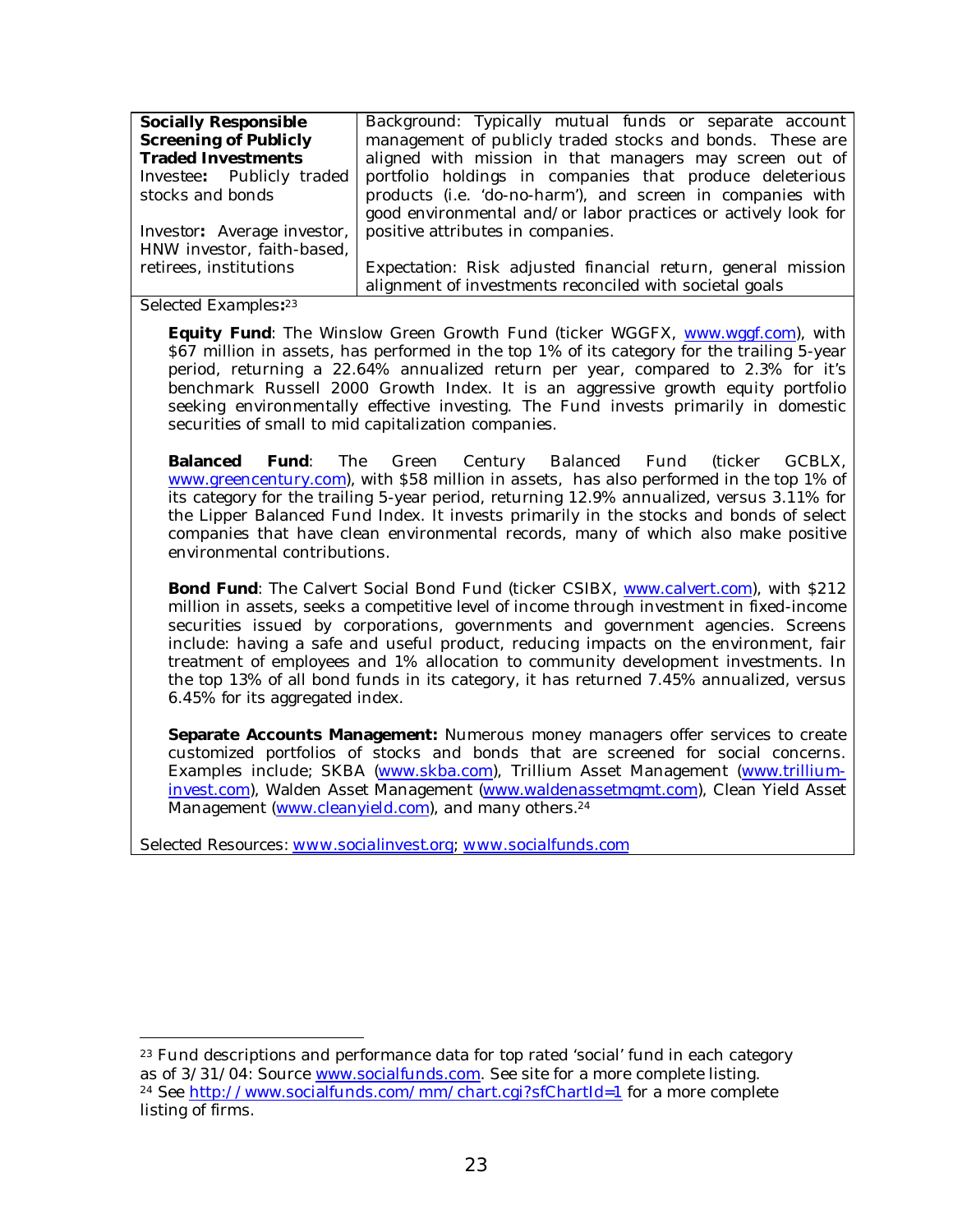| **Socially Responsible Screening of Publicly Traded Investments** | Background: Typically mutual funds or separate account management of publicly traded stocks and bonds. These are aligned with mission in that managers may screen out of portfolio holdings in companies that produce deleterious products (i.e. 'do-no-harm'), and screen in companies with good environmental and/or labor practices or actively look for positive attributes in companies. |
|---|---|
| Investee**:** Publicly traded stocks and bonds<br><br>Investor**:** Average investor, HNW investor, faith-based, retirees, institutions | Expectation: Risk adjusted financial return, general mission alignment of investments reconciled with societal goals |

Selected Examples**:**[23]

**Equity Fund**: The Winslow Green Growth Fund (ticker WGGFX, www.wggf.com), with $67 million in assets, has performed in the top 1% of its category for the trailing 5-year period, returning a 22.64% annualized return per year, compared to 2.3% for it's benchmark Russell 2000 Growth Index. It is an aggressive growth equity portfolio seeking environmentally effective investing. The Fund invests primarily in domestic securities of small to mid capitalization companies.

**Balanced Fund**: The Green Century Balanced Fund (ticker GCBLX, www.greencentury.com), with $58 million in assets, has also performed in the top 1% of its category for the trailing 5-year period, returning 12.9% annualized, versus 3.11% for the Lipper Balanced Fund Index. It invests primarily in the stocks and bonds of select companies that have clean environmental records, many of which also make positive environmental contributions.

**Bond Fund**: The Calvert Social Bond Fund (ticker CSIBX, www.calvert.com), with $212 million in assets, seeks a competitive level of income through investment in fixed-income securities issued by corporations, governments and government agencies. Screens include: having a safe and useful product, reducing impacts on the environment, fair treatment of employees and 1% allocation to community development investments. In the top 13% of all bond funds in its category, it has returned 7.45% annualized, versus 6.45% for its aggregated index.

**Separate Accounts Management:** Numerous money managers offer services to create customized portfolios of stocks and bonds that are screened for social concerns. Examples include; SKBA (www.skba.com), Trillium Asset Management (www.trillium-invest.com), Walden Asset Management (www.waldenassetmgmt.com), Clean Yield Asset Management (www.cleanyield.com), and many others.[24]

Selected Resources: www.socialinvest.org; www.socialfunds.com

---

[23] Fund descriptions and performance data for top rated 'social' fund in each category as of 3/31/04: Source www.socialfunds.com. See site for a more complete listing.

[24] See http://www.socialfunds.com/mm/chart.cgi?sfChartId=1 for a more complete listing of firms.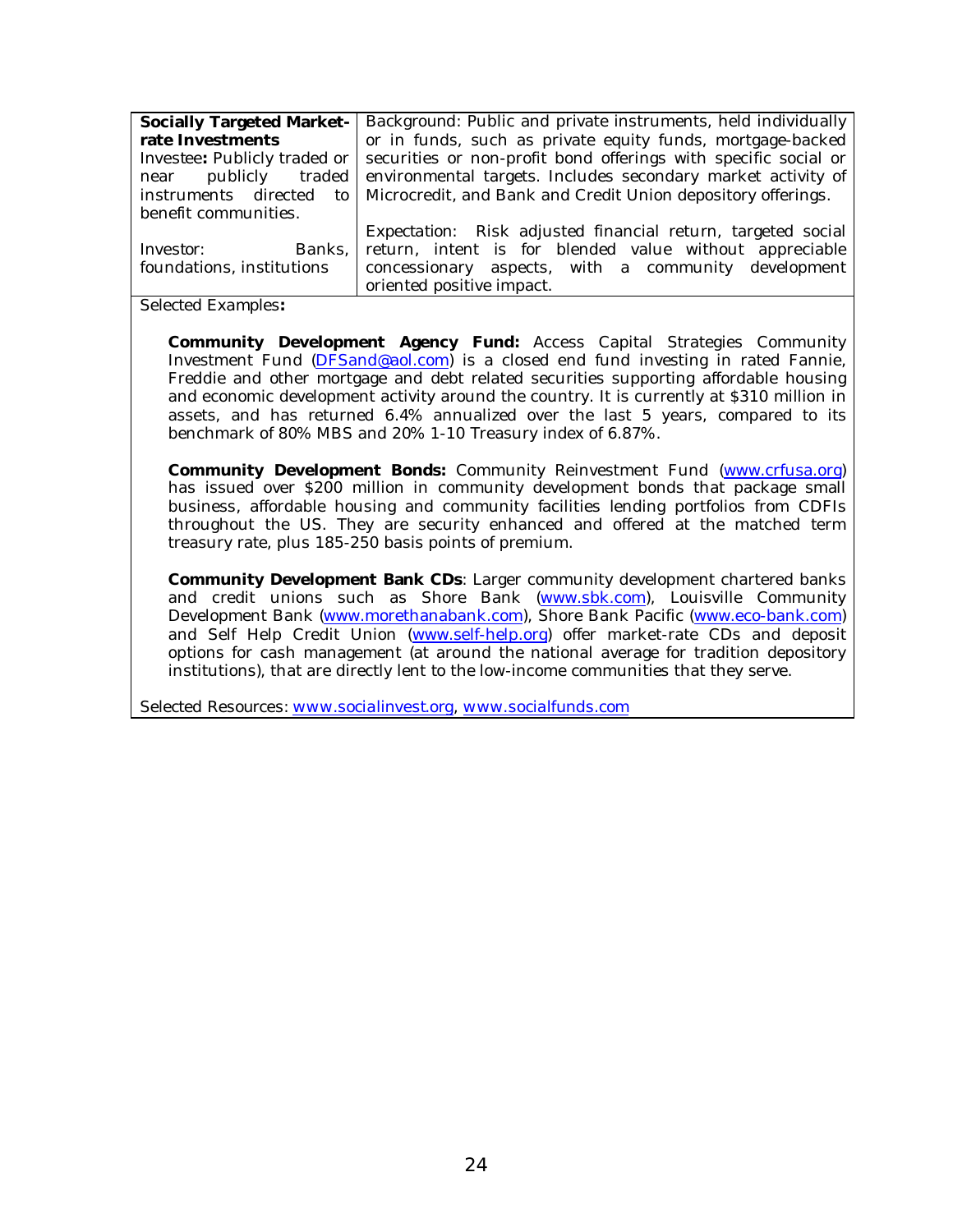| **Socially Targeted Market-rate Investments**<br>Investee**:** Publicly traded or near publicly traded instruments directed to benefit communities.<br><br>Investor: Banks, foundations, institutions | Background: Public and private instruments, held individually or in funds, such as private equity funds, mortgage-backed securities or non-profit bond offerings with specific social or environmental targets. Includes secondary market activity of Microcredit, and Bank and Credit Union depository offerings.<br><br>Expectation: Risk adjusted financial return, targeted social return, intent is for blended value without appreciable concessionary aspects, with a community development oriented positive impact. |
|---|---|

Selected Examples**:**

**Community Development Agency Fund:** Access Capital Strategies Community Investment Fund (DFSand@aol.com) is a closed end fund investing in rated Fannie, Freddie and other mortgage and debt related securities supporting affordable housing and economic development activity around the country. It is currently at $310 million in assets, and has returned 6.4% annualized over the last 5 years, compared to its benchmark of 80% MBS and 20% 1-10 Treasury index of 6.87%.

**Community Development Bonds:** Community Reinvestment Fund (www.crfusa.org) has issued over $200 million in community development bonds that package small business, affordable housing and community facilities lending portfolios from CDFIs throughout the US. They are security enhanced and offered at the matched term treasury rate, plus 185-250 basis points of premium.

**Community Development Bank CDs**: Larger community development chartered banks and credit unions such as Shore Bank (www.sbk.com), Louisville Community Development Bank (www.morethanabank.com), Shore Bank Pacific (www.eco-bank.com) and Self Help Credit Union (www.self-help.org) offer market-rate CDs and deposit options for cash management (at around the national average for tradition depository institutions), that are directly lent to the low-income communities that they serve.

Selected Resources: www.socialinvest.org, www.socialfunds.com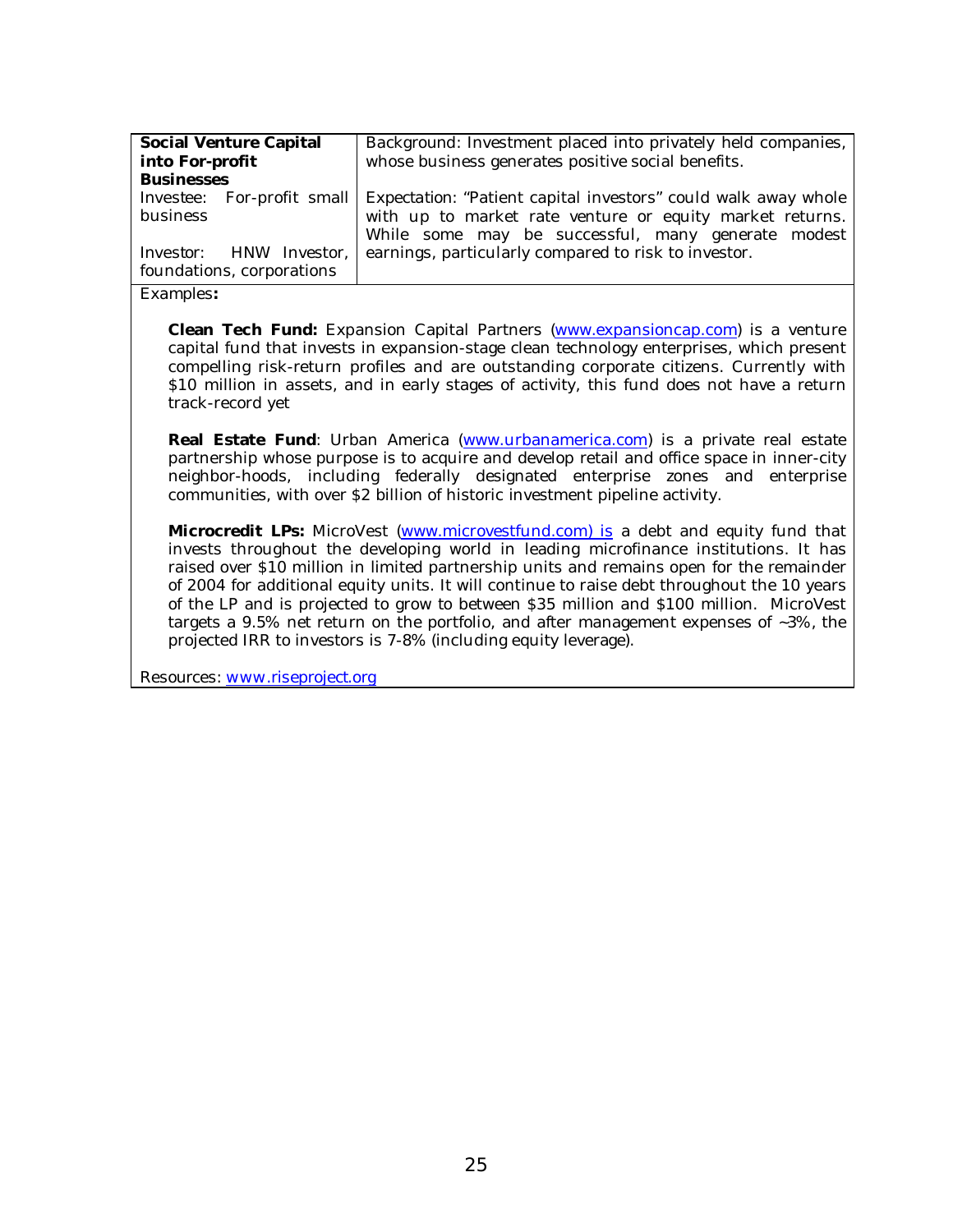| **Social Venture Capital into For-profit Businesses** | Background: Investment placed into privately held companies, whose business generates positive social benefits. |
|---|---|
| Investee: For-profit small business<br><br>Investor: HNW Investor, foundations, corporations | Expectation: "Patient capital investors" could walk away whole with up to market rate venture or equity market returns. While some may be successful, many generate modest earnings, particularly compared to risk to investor. |

Examples**:**

**Clean Tech Fund:** Expansion Capital Partners (www.expansioncap.com) is a venture capital fund that invests in expansion-stage clean technology enterprises, which present compelling risk-return profiles and are outstanding corporate citizens. Currently with $10 million in assets, and in early stages of activity, this fund does not have a return track-record yet

**Real Estate Fund**: Urban America (www.urbanamerica.com) is a private real estate partnership whose purpose is to acquire and develop retail and office space in inner-city neighbor-hoods, including federally designated enterprise zones and enterprise communities, with over $2 billion of historic investment pipeline activity.

**Microcredit LPs:** MicroVest (www.microvestfund.com) is a debt and equity fund that invests throughout the developing world in leading microfinance institutions. It has raised over $10 million in limited partnership units and remains open for the remainder of 2004 for additional equity units. It will continue to raise debt throughout the 10 years of the LP and is projected to grow to between $35 million and $100 million. MicroVest targets a 9.5% net return on the portfolio, and after management expenses of ~3%, the projected IRR to investors is 7-8% (including equity leverage).

Resources: www.riseproject.org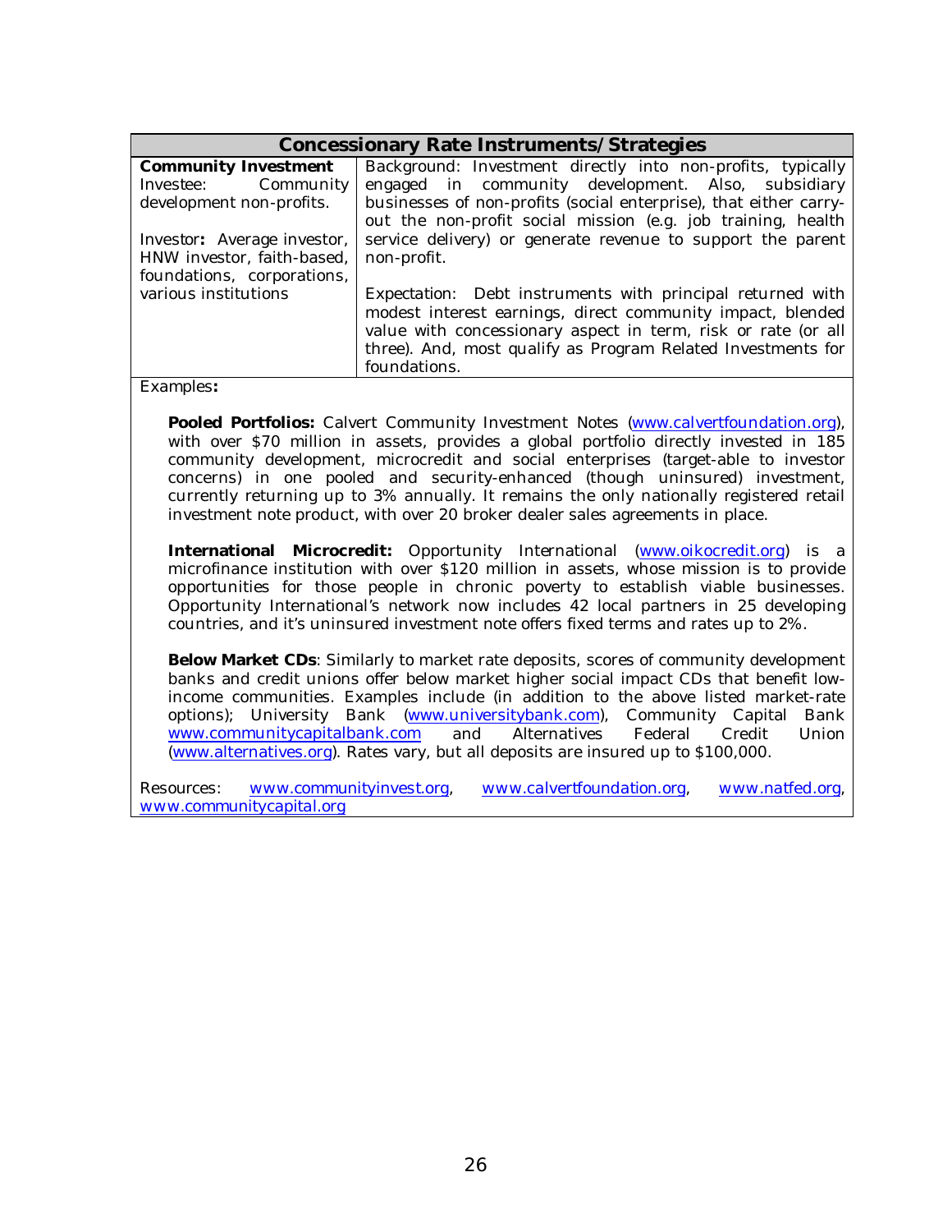| Concessionary Rate Instruments/Strategies | |
|---|---|
| **Community Investment**<br>Investee: Community development non-profits.<br><br>Investor**:** Average investor, HNW investor, faith-based, foundations, corporations, various institutions | Background: Investment directly into non-profits, typically engaged in community development. Also, subsidiary businesses of non-profits (social enterprise), that either carry-out the non-profit social mission (e.g. job training, health service delivery) or generate revenue to support the parent non-profit.<br><br>Expectation: Debt instruments with principal returned with modest interest earnings, direct community impact, blended value with concessionary aspect in term, risk or rate (or all three). And, most qualify as Program Related Investments for foundations. |

Examples**:**

**Pooled Portfolios:** Calvert Community Investment Notes (www.calvertfoundation.org), with over $70 million in assets, provides a global portfolio directly invested in 185 community development, microcredit and social enterprises (target-able to investor concerns) in one pooled and security-enhanced (though uninsured) investment, currently returning up to 3% annually. It remains the only nationally registered retail investment note product, with over 20 broker dealer sales agreements in place.

**International Microcredit:** Opportunity International (www.oikocredit.org) is a microfinance institution with over $120 million in assets, whose mission is to provide opportunities for those people in chronic poverty to establish viable businesses. Opportunity International's network now includes 42 local partners in 25 developing countries, and it's uninsured investment note offers fixed terms and rates up to 2%.

**Below Market CDs**: Similarly to market rate deposits, scores of community development banks and credit unions offer below market higher social impact CDs that benefit low-income communities. Examples include (in addition to the above listed market-rate options); University Bank (www.universitybank.com), Community Capital Bank www.communitycapitalbank.com and Alternatives Federal Credit Union (www.alternatives.org). Rates vary, but all deposits are insured up to $100,000.

Resources: www.communityinvest.org, www.calvertfoundation.org, www.natfed.org, www.communitycapital.org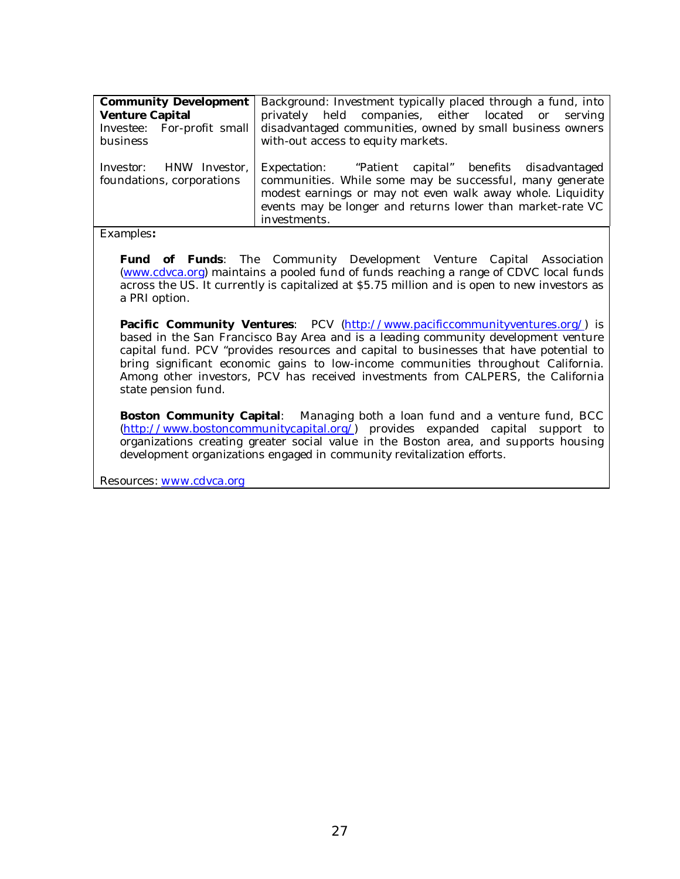| **Community Development Venture Capital**<br>Investee: For-profit small business | Background: Investment typically placed through a fund, into privately held companies, either located or serving disadvantaged communities, owned by small business owners with-out access to equity markets. |
|---|---|
| Investor: HNW Investor, foundations, corporations | Expectation: "Patient capital" benefits disadvantaged communities. While some may be successful, many generate modest earnings or may not even walk away whole. Liquidity events may be longer and returns lower than market-rate VC investments. |

Examples**:**

**Fund of Funds**: The Community Development Venture Capital Association (www.cdvca.org) maintains a pooled fund of funds reaching a range of CDVC local funds across the US. It currently is capitalized at $5.75 million and is open to new investors as a PRI option.

**Pacific Community Ventures**: PCV (http://www.pacificcommunityventures.org/) is based in the San Francisco Bay Area and is a leading community development venture capital fund. PCV "provides resources and capital to businesses that have potential to bring significant economic gains to low-income communities throughout California. Among other investors, PCV has received investments from CALPERS, the California state pension fund.

**Boston Community Capital**: Managing both a loan fund and a venture fund, BCC (http://www.bostoncommunitycapital.org/) provides expanded capital support to organizations creating greater social value in the Boston area, and supports housing development organizations engaged in community revitalization efforts.

Resources: www.cdvca.org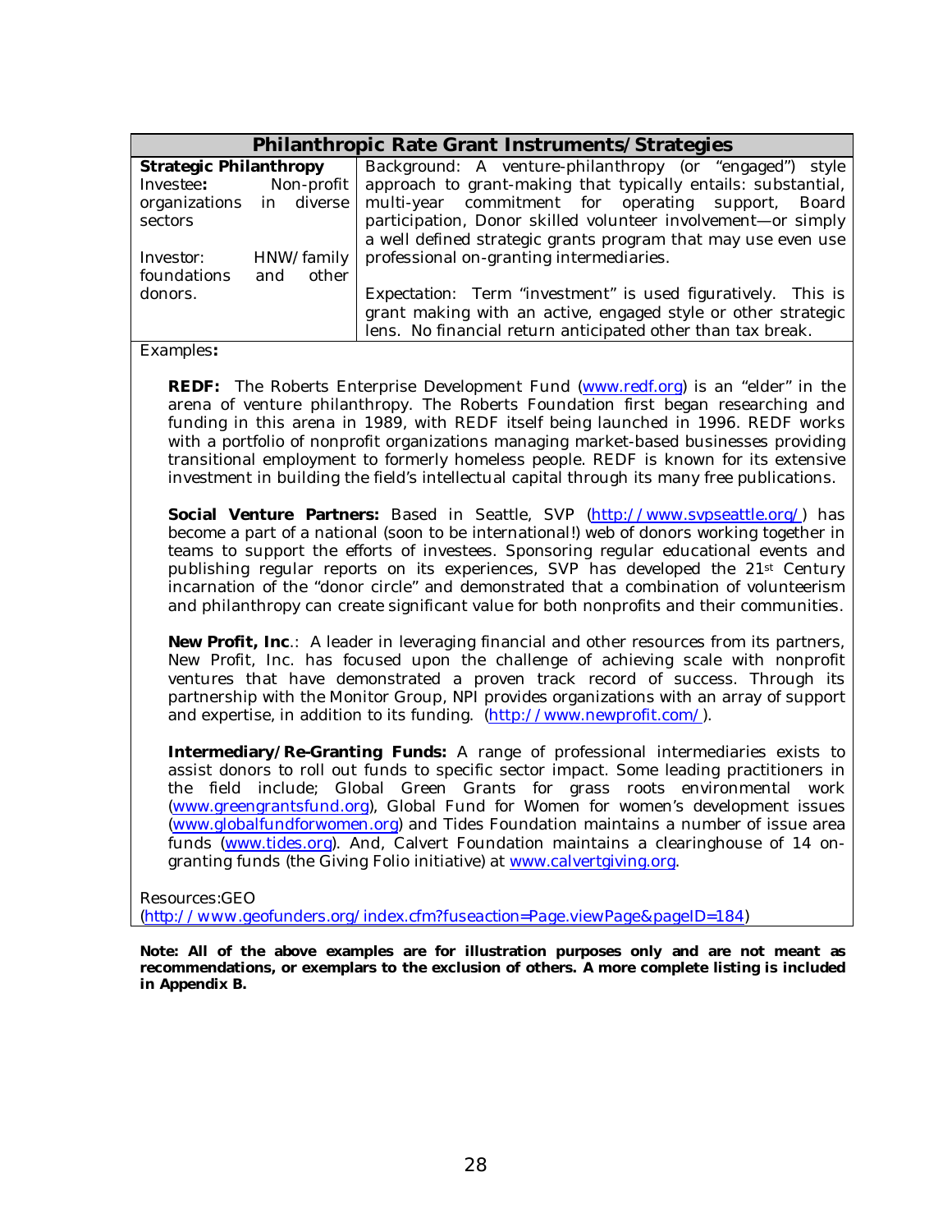| Philanthropic Rate Grant Instruments/Strategies | |
|---|---|
| **Strategic Philanthropy**<br>Investee**:** Non-profit organizations in diverse sectors<br><br>Investor: HNW/family foundations and other donors. | Background: A venture-philanthropy (or "engaged") style approach to grant-making that typically entails: substantial, multi-year commitment for operating support, Board participation, Donor skilled volunteer involvement—or simply a well defined strategic grants program that may use even use professional on-granting intermediaries.<br><br>Expectation: Term "investment" is used figuratively. This is grant making with an active, engaged style or other strategic lens. No financial return anticipated other than tax break. |

Examples**:**

**REDF:** The Roberts Enterprise Development Fund (www.redf.org) is an "elder" in the arena of venture philanthropy. The Roberts Foundation first began researching and funding in this arena in 1989, with REDF itself being launched in 1996. REDF works with a portfolio of nonprofit organizations managing market-based businesses providing transitional employment to formerly homeless people. REDF is known for its extensive investment in building the field's intellectual capital through its many free publications.

**Social Venture Partners:** Based in Seattle, SVP (http://www.svpseattle.org/) has become a part of a national (soon to be international!) web of donors working together in teams to support the efforts of investees. Sponsoring regular educational events and publishing regular reports on its experiences, SVP has developed the 21st Century incarnation of the "donor circle" and demonstrated that a combination of volunteerism and philanthropy can create significant value for both nonprofits and their communities.

**New Profit, Inc**.: A leader in leveraging financial and other resources from its partners, New Profit, Inc. has focused upon the challenge of achieving scale with nonprofit ventures that have demonstrated a proven track record of success. Through its partnership with the Monitor Group, NPI provides organizations with an array of support and expertise, in addition to its funding. (http://www.newprofit.com/).

**Intermediary/Re-Granting Funds:** A range of professional intermediaries exists to assist donors to roll out funds to specific sector impact. Some leading practitioners in the field include; Global Green Grants for grass roots environmental work (www.greengrantsfund.org), Global Fund for Women for women's development issues (www.globalfundforwomen.org) and Tides Foundation maintains a number of issue area funds (www.tides.org). And, Calvert Foundation maintains a clearinghouse of 14 on-granting funds (the Giving Folio initiative) at www.calvertgiving.org.

Resources:GEO
(http://www.geofunders.org/index.cfm?fuseaction=Page.viewPage&pageID=184)

**Note: All of the above examples are for illustration purposes only and are not meant as recommendations, or exemplars to the exclusion of others. A more complete listing is included in Appendix B.**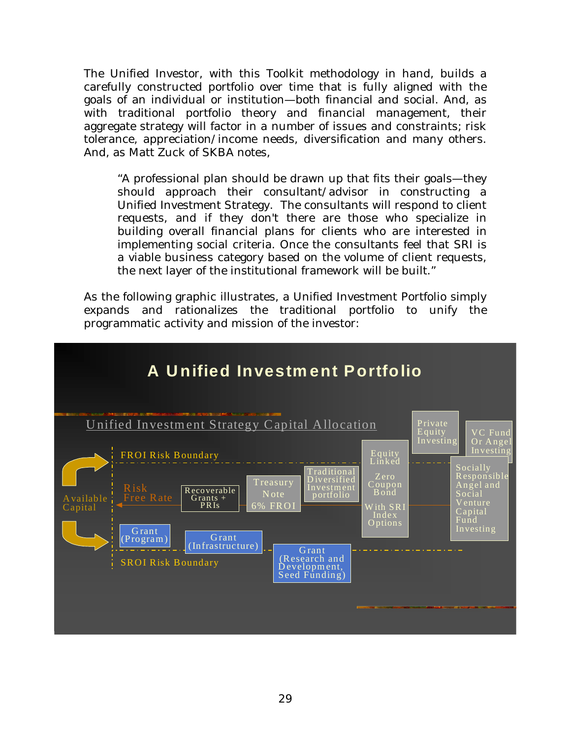The Unified Investor, with this Toolkit methodology in hand, builds a carefully constructed portfolio over time that is fully aligned with the goals of an individual or institution—both financial and social. And, as with traditional portfolio theory and financial management, their aggregate strategy will factor in a number of issues and constraints; risk tolerance, appreciation/income needs, diversification and many others. And, as Matt Zuck of SKBA notes,

> "A professional plan should be drawn up that fits their goals—they should approach their consultant/advisor in constructing a Unified Investment Strategy. The consultants will respond to client requests, and if they don't there are those who specialize in building overall financial plans for clients who are interested in implementing social criteria. Once the consultants feel that SRI is a viable business category based on the volume of client requests, the next layer of the institutional framework will be built."

As the following graphic illustrates, a Unified Investment Portfolio simply expands and rationalizes the traditional portfolio to unify the programmatic activity and mission of the investor:

## A Unified Investment Portfolio

Unified Investment Strategy Capital Allocation

- Available Capital
- FROI Risk Boundary
- Risk Free Rate
- SROI Risk Boundary
- Recoverable Grants + PRIs
- Treasury Note 6% FROI
- Traditional Diversified Investment portfolio
- Equity Linked Zero Coupon Bond With SRI Index Options
- Private Equity Investing
- VC Fund Or Angel Investing
- Socially Responsible Angel and Social Venture Capital Fund Investing
- Grant (Program)
- Grant (Infrastructure)
- Grant (Research and Development, Seed Funding)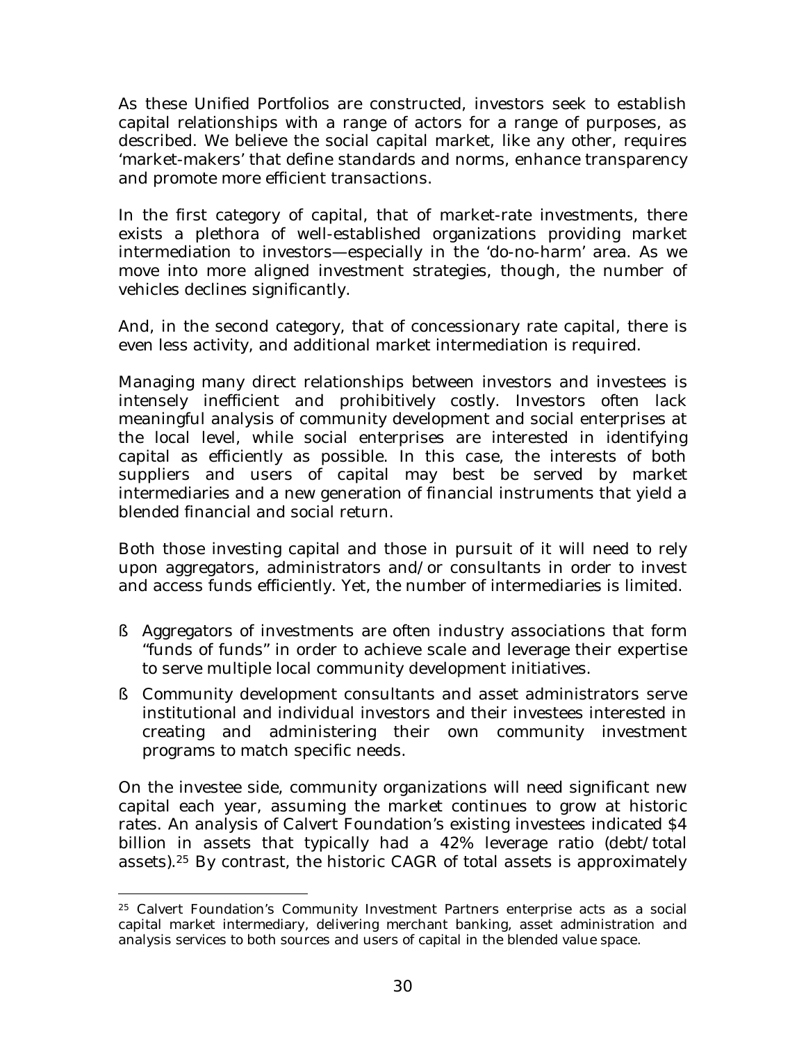As these Unified Portfolios are constructed, investors seek to establish capital relationships with a range of actors for a range of purposes, as described. We believe the social capital market, like any other, requires 'market-makers' that define standards and norms, enhance transparency and promote more efficient transactions.

In the first category of capital, that of market-rate investments, there exists a plethora of well-established organizations providing market intermediation to investors—especially in the 'do-no-harm' area. As we move into more aligned investment strategies, though, the number of vehicles declines significantly.

And, in the second category, that of concessionary rate capital, there is even less activity, and additional market intermediation is required.

Managing many direct relationships between investors and investees is intensely inefficient and prohibitively costly. Investors often lack meaningful analysis of community development and social enterprises at the local level, while social enterprises are interested in identifying capital as efficiently as possible. In this case, the interests of both suppliers and users of capital may best be served by market intermediaries and a new generation of financial instruments that yield a blended financial and social return.

Both those investing capital and those in pursuit of it will need to rely upon aggregators, administrators and/or consultants in order to invest and access funds efficiently. Yet, the number of intermediaries is limited.

- Aggregators of investments are often industry associations that form "funds of funds" in order to achieve scale and leverage their expertise to serve multiple local community development initiatives.
- Community development consultants and asset administrators serve institutional and individual investors and their investees interested in creating and administering their own community investment programs to match specific needs.

On the investee side, community organizations will need significant new capital each year, assuming the market continues to grow at historic rates. An analysis of Calvert Foundation's existing investees indicated $4 billion in assets that typically had a 42% leverage ratio (debt/total assets).[25] By contrast, the historic CAGR of total assets is approximately

[25] Calvert Foundation's Community Investment Partners enterprise acts as a social capital market intermediary, delivering merchant banking, asset administration and analysis services to both sources and users of capital in the blended value space.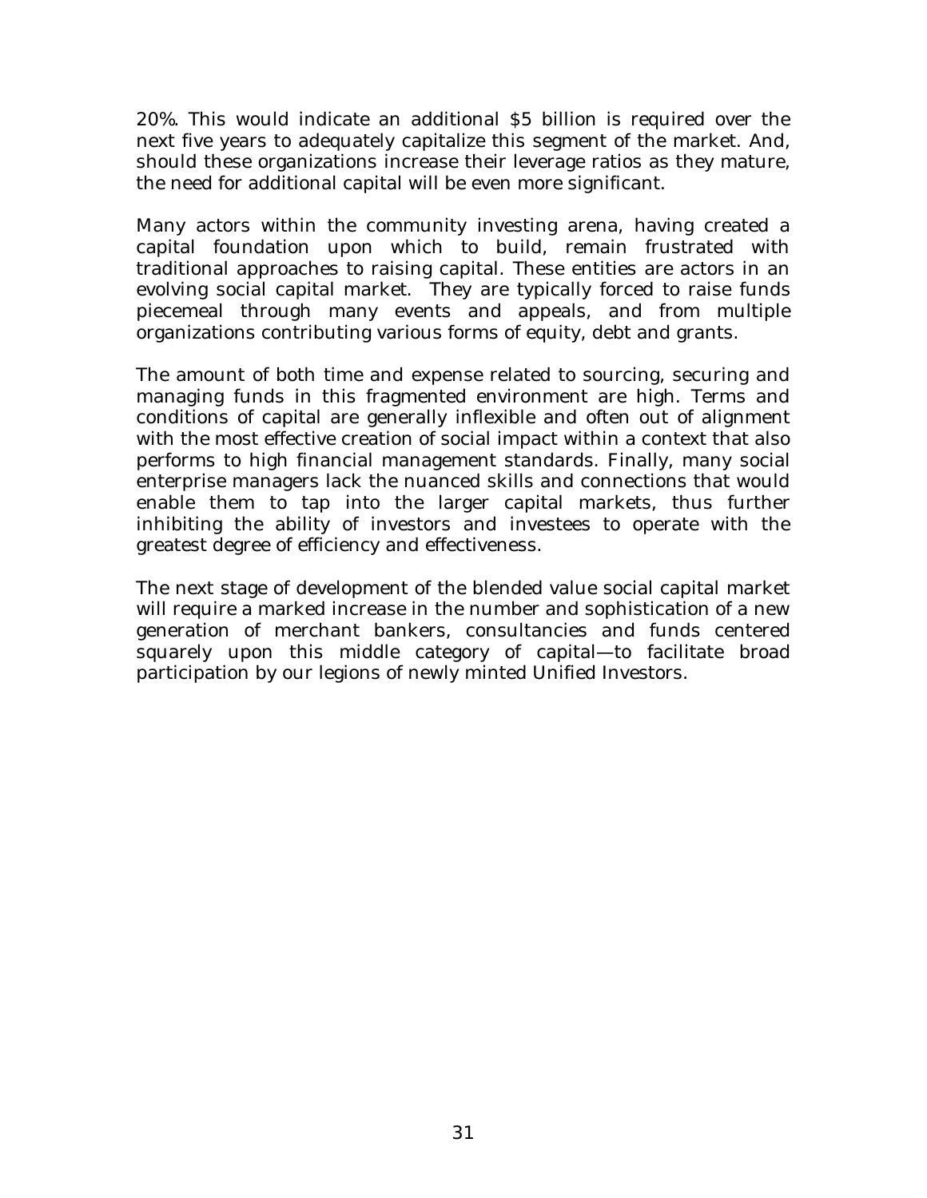20%. This would indicate an additional $5 billion is required over the next five years to adequately capitalize this segment of the market. And, should these organizations increase their leverage ratios as they mature, the need for additional capital will be even more significant.

Many actors within the community investing arena, having created a capital foundation upon which to build, remain frustrated with traditional approaches to raising capital. These entities are actors in an evolving social capital market. They are typically forced to raise funds piecemeal through many events and appeals, and from multiple organizations contributing various forms of equity, debt and grants.

The amount of both time and expense related to sourcing, securing and managing funds in this fragmented environment are high. Terms and conditions of capital are generally inflexible and often out of alignment with the most effective creation of social impact within a context that also performs to high financial management standards. Finally, many social enterprise managers lack the nuanced skills and connections that would enable them to tap into the larger capital markets, thus further inhibiting the ability of investors and investees to operate with the greatest degree of efficiency and effectiveness.

The next stage of development of the blended value social capital market will require a marked increase in the number and sophistication of a new generation of merchant bankers, consultancies and funds centered squarely upon this middle category of capital—to facilitate broad participation by our legions of newly minted Unified Investors.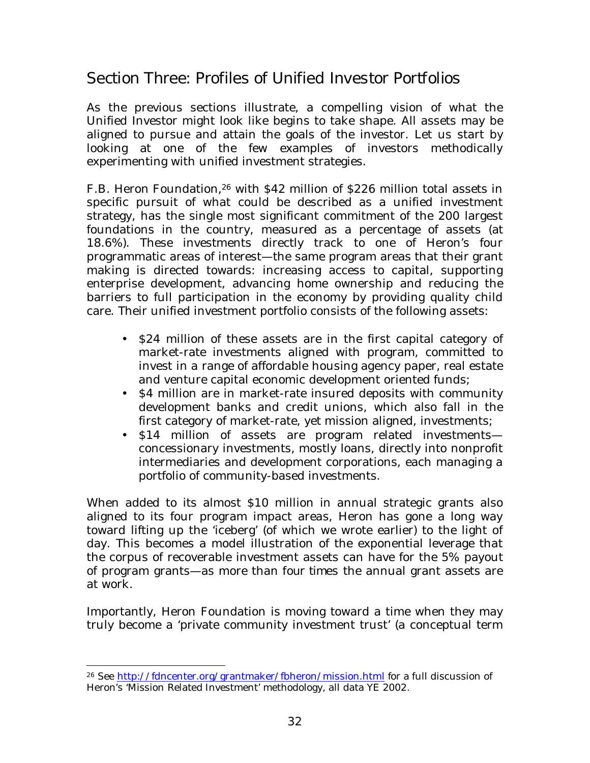## Section Three: Profiles of Unified Investor Portfolios

As the previous sections illustrate, a compelling vision of what the Unified Investor might look like begins to take shape. All assets may be aligned to pursue and attain the goals of the investor. Let us start by looking at one of the few examples of investors methodically experimenting with unified investment strategies.

F.B. Heron Foundation,[26] with $42 million of $226 million total assets in specific pursuit of what could be described as a unified investment strategy, has the single most significant commitment of the 200 largest foundations in the country, measured as a percentage of assets (at 18.6%). These investments directly track to one of Heron's four programmatic areas of interest—the same program areas that their grant making is directed towards: increasing access to capital, supporting enterprise development, advancing home ownership and reducing the barriers to full participation in the economy by providing quality child care. Their unified investment portfolio consists of the following assets:

- $24 million of these assets are in the first capital category of market-rate investments aligned with program, committed to invest in a range of affordable housing agency paper, real estate and venture capital economic development oriented funds;
- $4 million are in market-rate insured deposits with community development banks and credit unions, which also fall in the first category of market-rate, yet mission aligned, investments;
- $14 million of assets are program related investments—concessionary investments, mostly loans, directly into nonprofit intermediaries and development corporations, each managing a portfolio of community-based investments.

When added to its almost $10 million in annual strategic grants also aligned to its four program impact areas, Heron has gone a long way toward lifting up the 'iceberg' (of which we wrote earlier) to the light of day. This becomes a model illustration of the exponential leverage that the corpus of recoverable investment assets can have for the 5% payout of program grants—as more than four times the annual grant assets are at work.

Importantly, Heron Foundation is moving toward a time when they may truly become a 'private community investment trust' (a conceptual term

[26] See http://fdncenter.org/grantmaker/fbheron/mission.html for a full discussion of Heron's 'Mission Related Investment' methodology, all data YE 2002.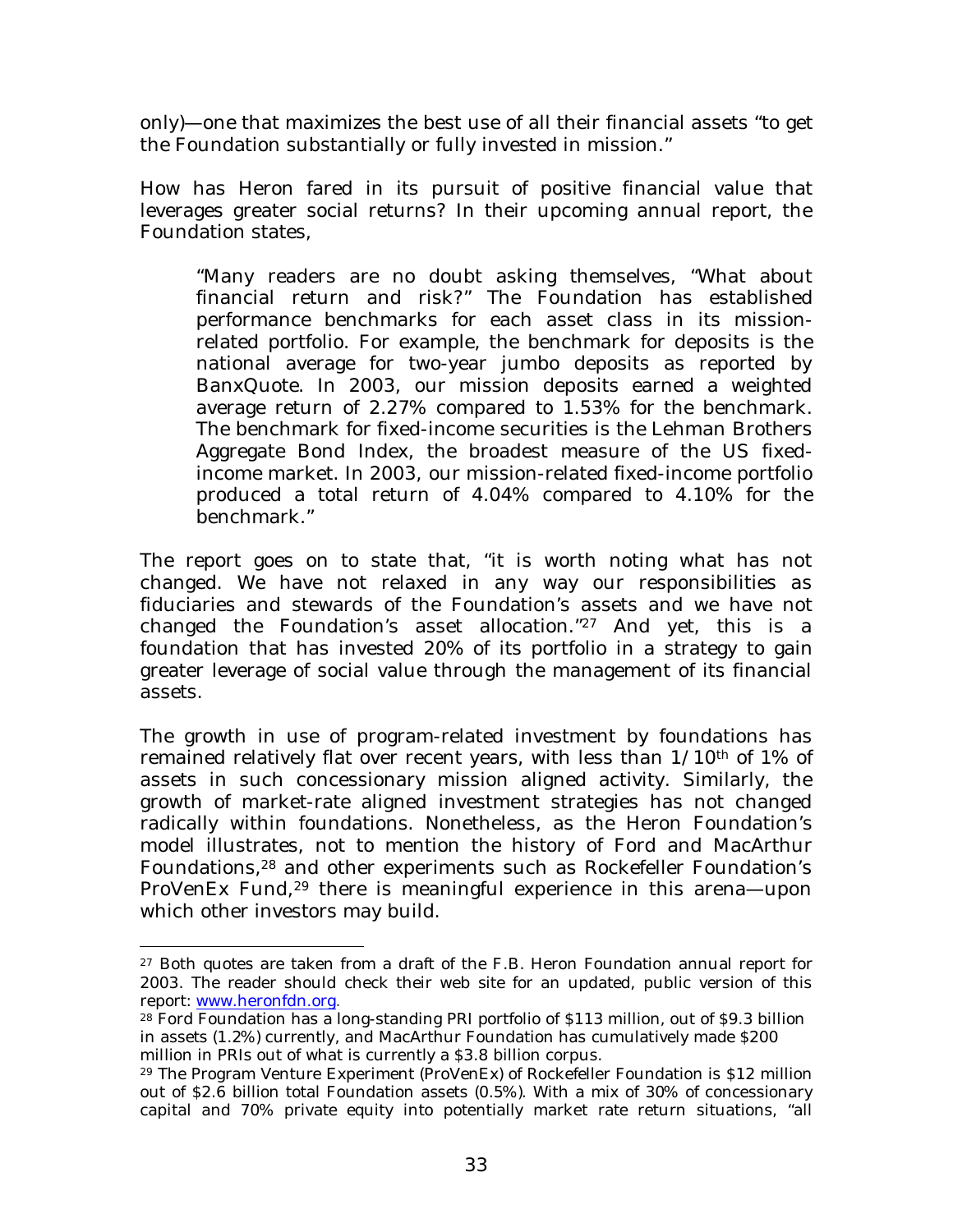only)—one that maximizes the best use of all their financial assets "to get the Foundation substantially or fully invested in mission."

How has Heron fared in its pursuit of positive financial value that leverages greater social returns? In their upcoming annual report, the Foundation states,

> "Many readers are no doubt asking themselves, "What about financial return and risk?" The Foundation has established performance benchmarks for each asset class in its mission-related portfolio. For example, the benchmark for deposits is the national average for two-year jumbo deposits as reported by BanxQuote. In 2003, our mission deposits earned a weighted average return of 2.27% compared to 1.53% for the benchmark. The benchmark for fixed-income securities is the Lehman Brothers Aggregate Bond Index, the broadest measure of the US fixed-income market. In 2003, our mission-related fixed-income portfolio produced a total return of 4.04% compared to 4.10% for the benchmark."

The report goes on to state that, "it is worth noting what has not changed. We have not relaxed in any way our responsibilities as fiduciaries and stewards of the Foundation's assets and we have not changed the Foundation's asset allocation."[27] And yet, this is a foundation that has invested 20% of its portfolio in a strategy to gain greater leverage of social value through the management of its financial assets.

The growth in use of program-related investment by foundations has remained relatively flat over recent years, with less than 1/10th of 1% of assets in such concessionary mission aligned activity. Similarly, the growth of market-rate aligned investment strategies has not changed radically within foundations. Nonetheless, as the Heron Foundation's model illustrates, not to mention the history of Ford and MacArthur Foundations,[28] and other experiments such as Rockefeller Foundation's ProVenEx Fund,[29] there is meaningful experience in this arena—upon which other investors may build.

---

[27] Both quotes are taken from a draft of the F.B. Heron Foundation annual report for 2003. The reader should check their web site for an updated, public version of this report: www.heronfdn.org.

[28] Ford Foundation has a long-standing PRI portfolio of $113 million, out of $9.3 billion in assets (1.2%) currently, and MacArthur Foundation has cumulatively made $200 million in PRIs out of what is currently a $3.8 billion corpus.

[29] The Program Venture Experiment (ProVenEx) of Rockefeller Foundation is $12 million out of $2.6 billion total Foundation assets (0.5%). With a mix of 30% of concessionary capital and 70% private equity into potentially market rate return situations, "all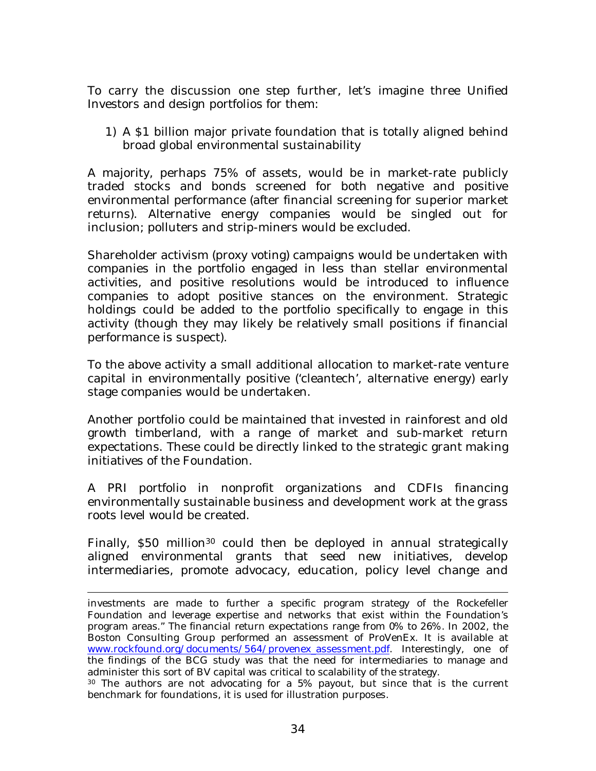To carry the discussion one step further, let's imagine three Unified Investors and design portfolios for them:

1) A $1 billion major private foundation that is totally aligned behind broad global environmental sustainability

A majority, perhaps 75% of assets, would be in market-rate publicly traded stocks and bonds screened for both negative and positive environmental performance (after financial screening for superior market returns). Alternative energy companies would be singled out for inclusion; polluters and strip-miners would be excluded.

Shareholder activism (proxy voting) campaigns would be undertaken with companies in the portfolio engaged in less than stellar environmental activities, and positive resolutions would be introduced to influence companies to adopt positive stances on the environment. Strategic holdings could be added to the portfolio specifically to engage in this activity (though they may likely be relatively small positions if financial performance is suspect).

To the above activity a small additional allocation to market-rate venture capital in environmentally positive ('cleantech', alternative energy) early stage companies would be undertaken.

Another portfolio could be maintained that invested in rainforest and old growth timberland, with a range of market and sub-market return expectations. These could be directly linked to the strategic grant making initiatives of the Foundation.

A PRI portfolio in nonprofit organizations and CDFIs financing environmentally sustainable business and development work at the grass roots level would be created.

Finally, $50 million[30] could then be deployed in annual strategically aligned environmental grants that seed new initiatives, develop intermediaries, promote advocacy, education, policy level change and

---

investments are made to further a specific program strategy of the Rockefeller Foundation and leverage expertise and networks that exist within the Foundation's program areas." The financial return expectations range from 0% to 26%. In 2002, the Boston Consulting Group performed an assessment of ProVenEx. It is available at www.rockfound.org/documents/564/provenex_assessment.pdf. Interestingly, one of the findings of the BCG study was that the need for intermediaries to manage and administer this sort of BV capital was critical to scalability of the strategy.

[30] The authors are not advocating for a 5% payout, but since that is the current benchmark for foundations, it is used for illustration purposes.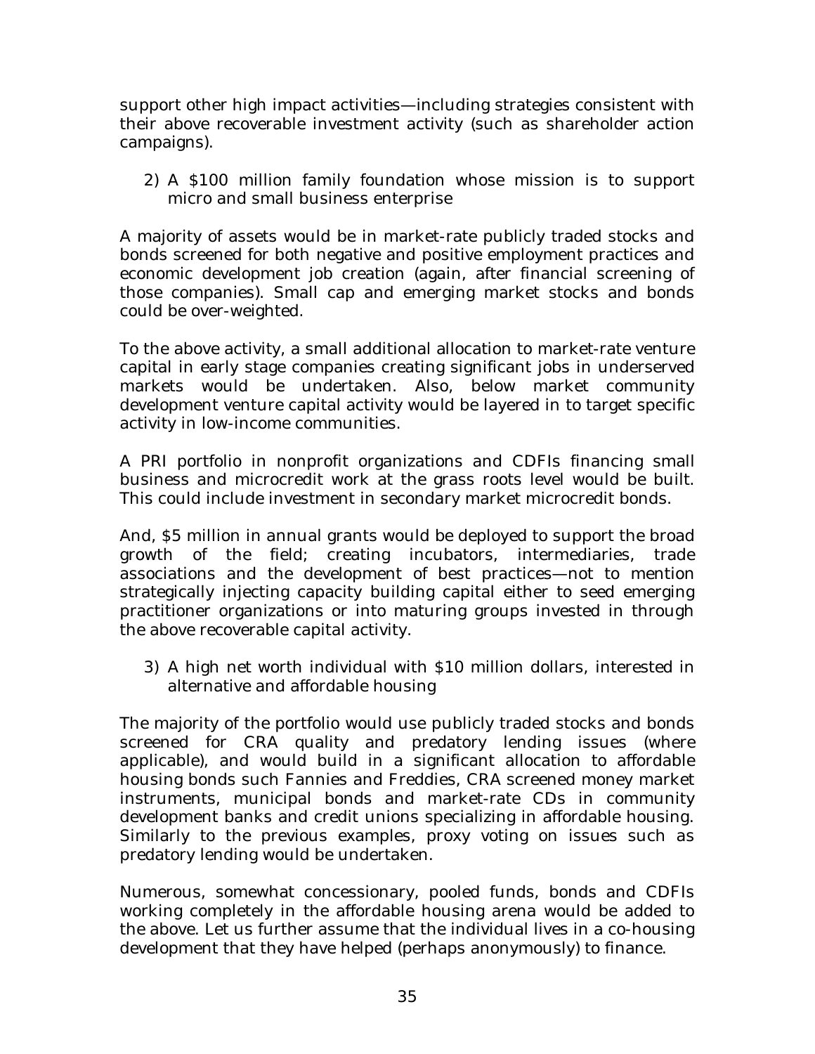support other high impact activities—including strategies consistent with their above recoverable investment activity (such as shareholder action campaigns).

2) A $100 million family foundation whose mission is to support micro and small business enterprise

A majority of assets would be in market-rate publicly traded stocks and bonds screened for both negative and positive employment practices and economic development job creation (again, after financial screening of those companies). Small cap and emerging market stocks and bonds could be over-weighted.

To the above activity, a small additional allocation to market-rate venture capital in early stage companies creating significant jobs in underserved markets would be undertaken. Also, below market community development venture capital activity would be layered in to target specific activity in low-income communities.

A PRI portfolio in nonprofit organizations and CDFIs financing small business and microcredit work at the grass roots level would be built. This could include investment in secondary market microcredit bonds.

And, $5 million in annual grants would be deployed to support the broad growth of the field; creating incubators, intermediaries, trade associations and the development of best practices—not to mention strategically injecting capacity building capital either to seed emerging practitioner organizations or into maturing groups invested in through the above recoverable capital activity.

3) A high net worth individual with $10 million dollars, interested in alternative and affordable housing

The majority of the portfolio would use publicly traded stocks and bonds screened for CRA quality and predatory lending issues (where applicable), and would build in a significant allocation to affordable housing bonds such Fannies and Freddies, CRA screened money market instruments, municipal bonds and market-rate CDs in community development banks and credit unions specializing in affordable housing. Similarly to the previous examples, proxy voting on issues such as predatory lending would be undertaken.

Numerous, somewhat concessionary, pooled funds, bonds and CDFIs working completely in the affordable housing arena would be added to the above. Let us further assume that the individual lives in a co-housing development that they have helped (perhaps anonymously) to finance.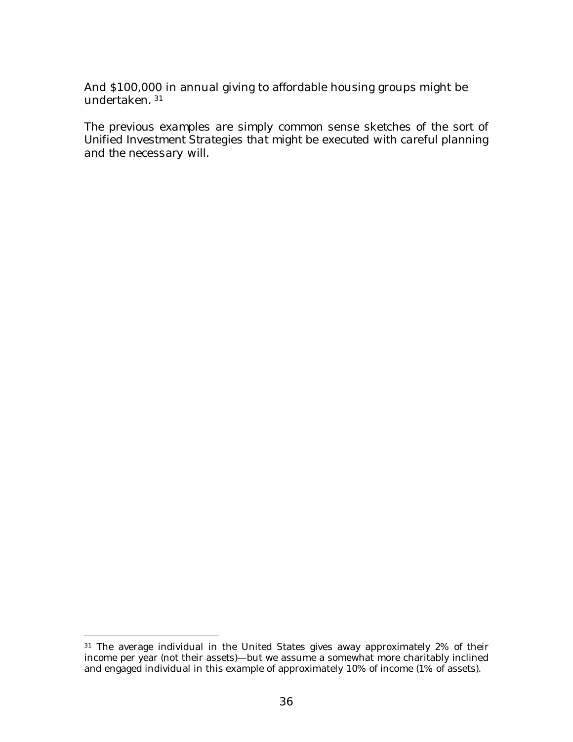And $100,000 in annual giving to affordable housing groups might be undertaken. [31]

The previous examples are simply common sense sketches of the sort of Unified Investment Strategies that might be executed with careful planning and the necessary will.

---

[31] The average individual in the United States gives away approximately 2% of their income per year (not their assets)—but we assume a somewhat more charitably inclined and engaged individual in this example of approximately 10% of income (1% of assets).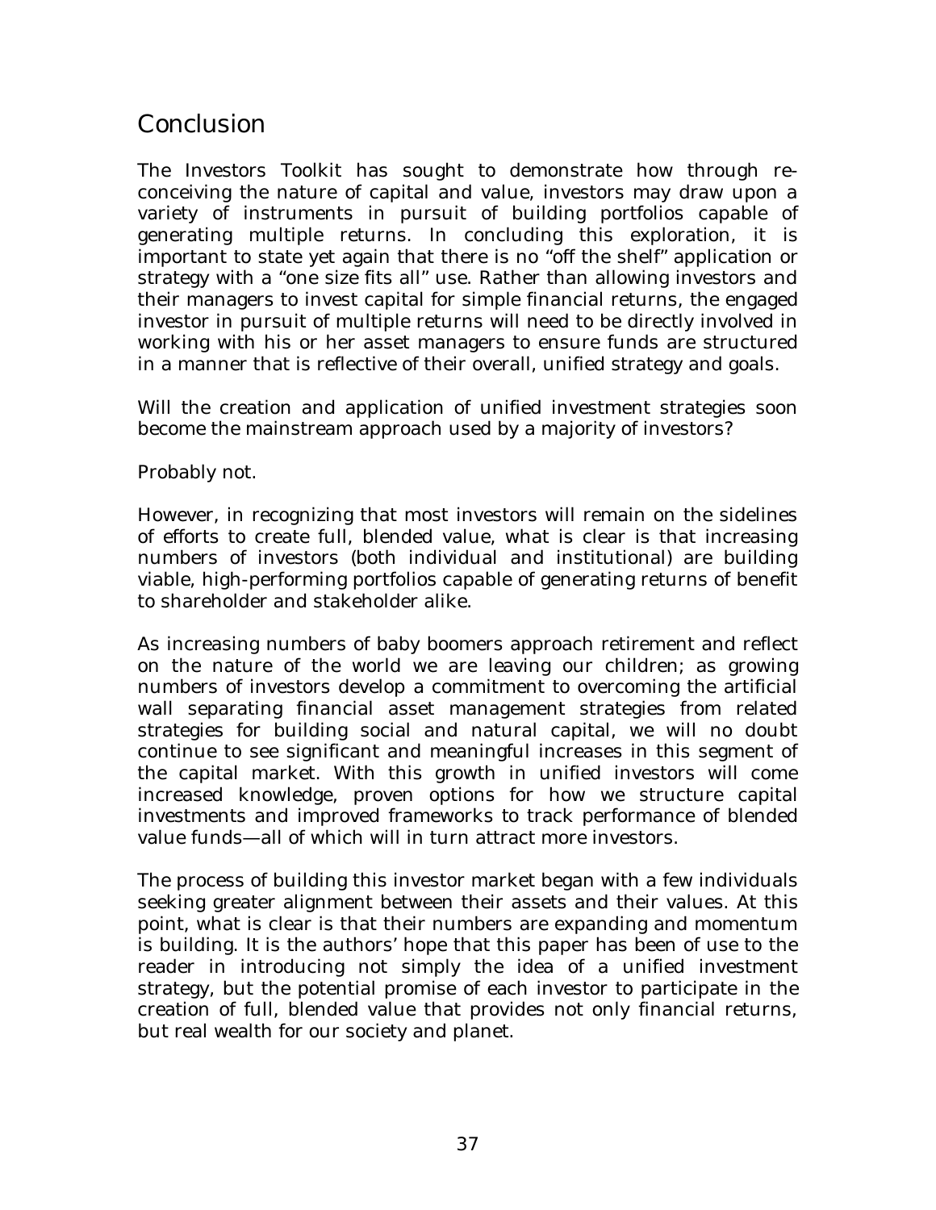## Conclusion

The Investors Toolkit has sought to demonstrate how through re-conceiving the nature of capital and value, investors may draw upon a variety of instruments in pursuit of building portfolios capable of generating multiple returns. In concluding this exploration, it is important to state yet again that there is no "off the shelf" application or strategy with a "one size fits all" use. Rather than allowing investors and their managers to invest capital for simple financial returns, the engaged investor in pursuit of multiple returns will need to be directly involved in working with his or her asset managers to ensure funds are structured in a manner that is reflective of their overall, unified strategy and goals.

Will the creation and application of unified investment strategies soon become the mainstream approach used by a majority of investors?

Probably not.

However, in recognizing that most investors will remain on the sidelines of efforts to create full, blended value, what is clear is that increasing numbers of investors (both individual and institutional) are building viable, high-performing portfolios capable of generating returns of benefit to shareholder and stakeholder alike.

As increasing numbers of baby boomers approach retirement and reflect on the nature of the world we are leaving our children; as growing numbers of investors develop a commitment to overcoming the artificial wall separating financial asset management strategies from related strategies for building social and natural capital, we will no doubt continue to see significant and meaningful increases in this segment of the capital market. With this growth in unified investors will come increased knowledge, proven options for how we structure capital investments and improved frameworks to track performance of blended value funds—all of which will in turn attract more investors.

The process of building this investor market began with a few individuals seeking greater alignment between their assets and their values. At this point, what is clear is that their numbers are expanding and momentum is building. It is the authors' hope that this paper has been of use to the reader in introducing not simply the idea of a unified investment strategy, but the potential promise of each investor to participate in the creation of full, blended value that provides not only financial returns, but real wealth for our society and planet.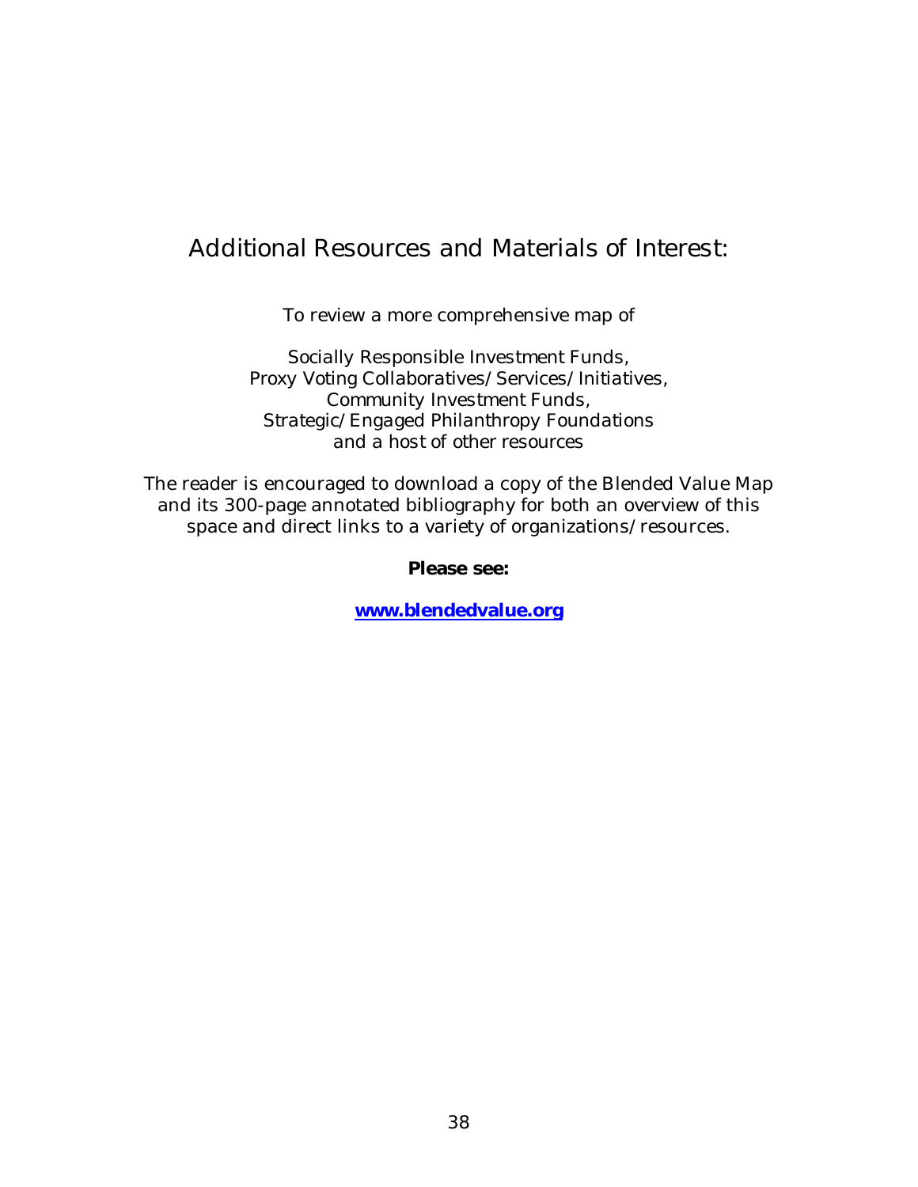# Additional Resources and Materials of Interest:

To review a more comprehensive map of

Socially Responsible Investment Funds,
Proxy Voting Collaboratives/Services/Initiatives,
Community Investment Funds,
Strategic/Engaged Philanthropy Foundations
and a host of other resources

The reader is encouraged to download a copy of the Blended Value Map and its 300-page annotated bibliography for both an overview of this space and direct links to a variety of organizations/resources.

**Please see:**

**www.blendedvalue.org**